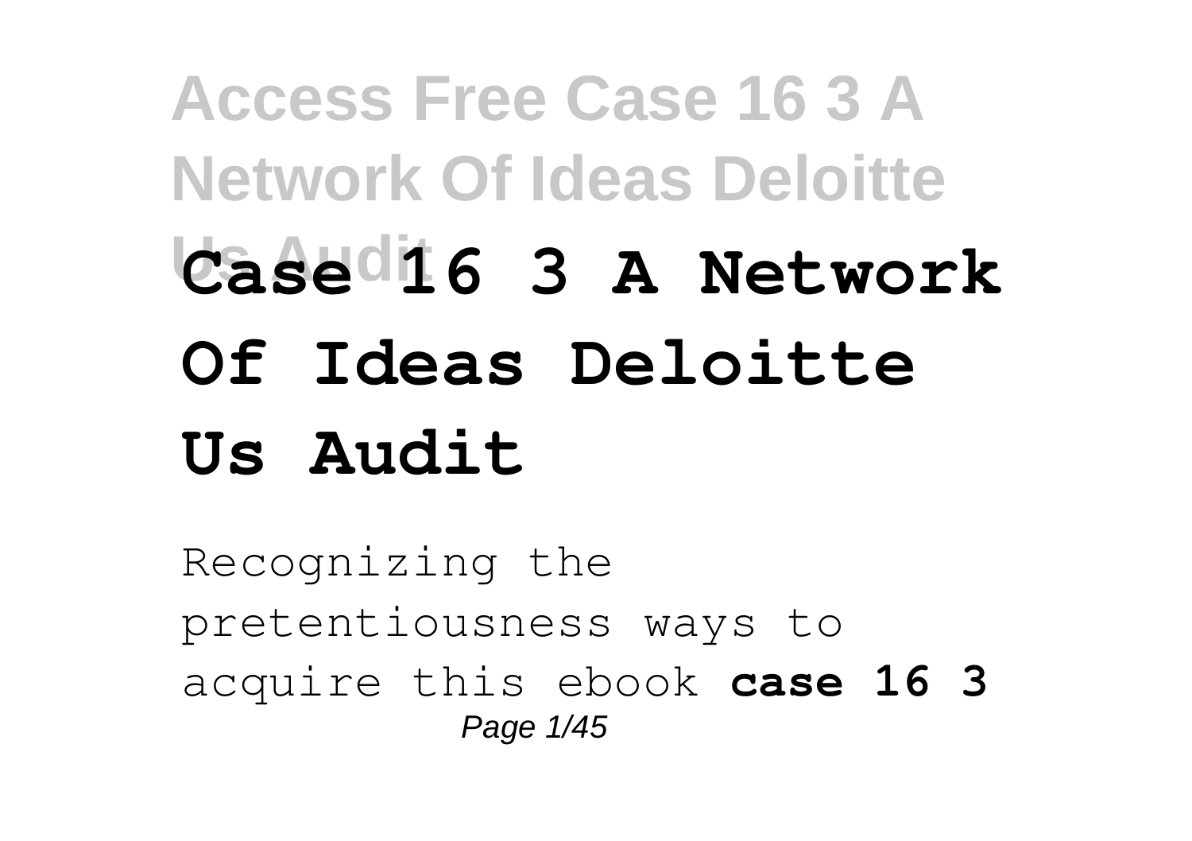# Case 16 3 A Network Of Ideas Deloitte Us Audit

Recognizing the pretentiousness ways to acquire this ebook **case 16 3**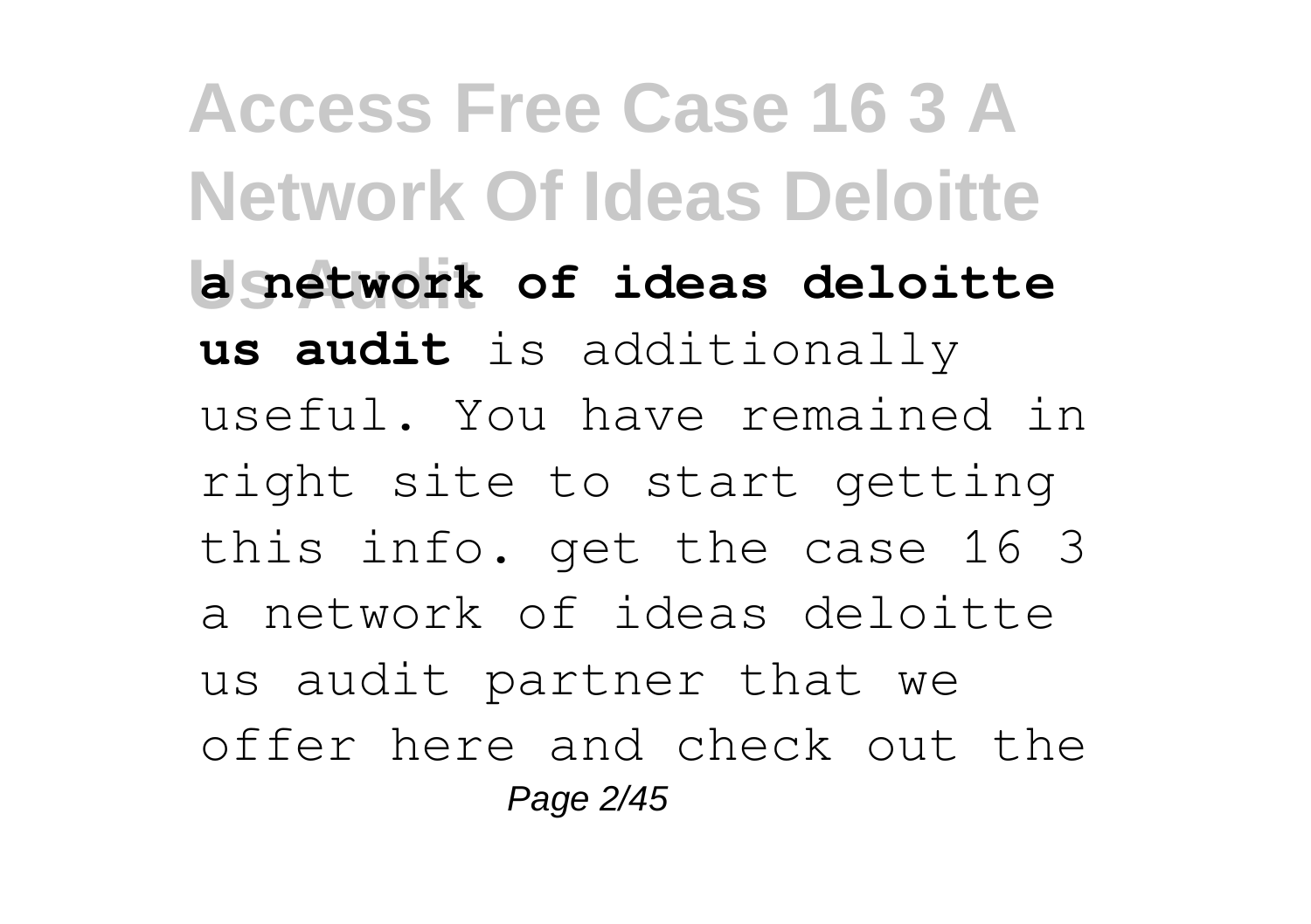**a network of ideas deloitte us audit** is additionally useful. You have remained in right site to start getting this info. get the case 16 3 a network of ideas deloitte us audit partner that we offer here and check out the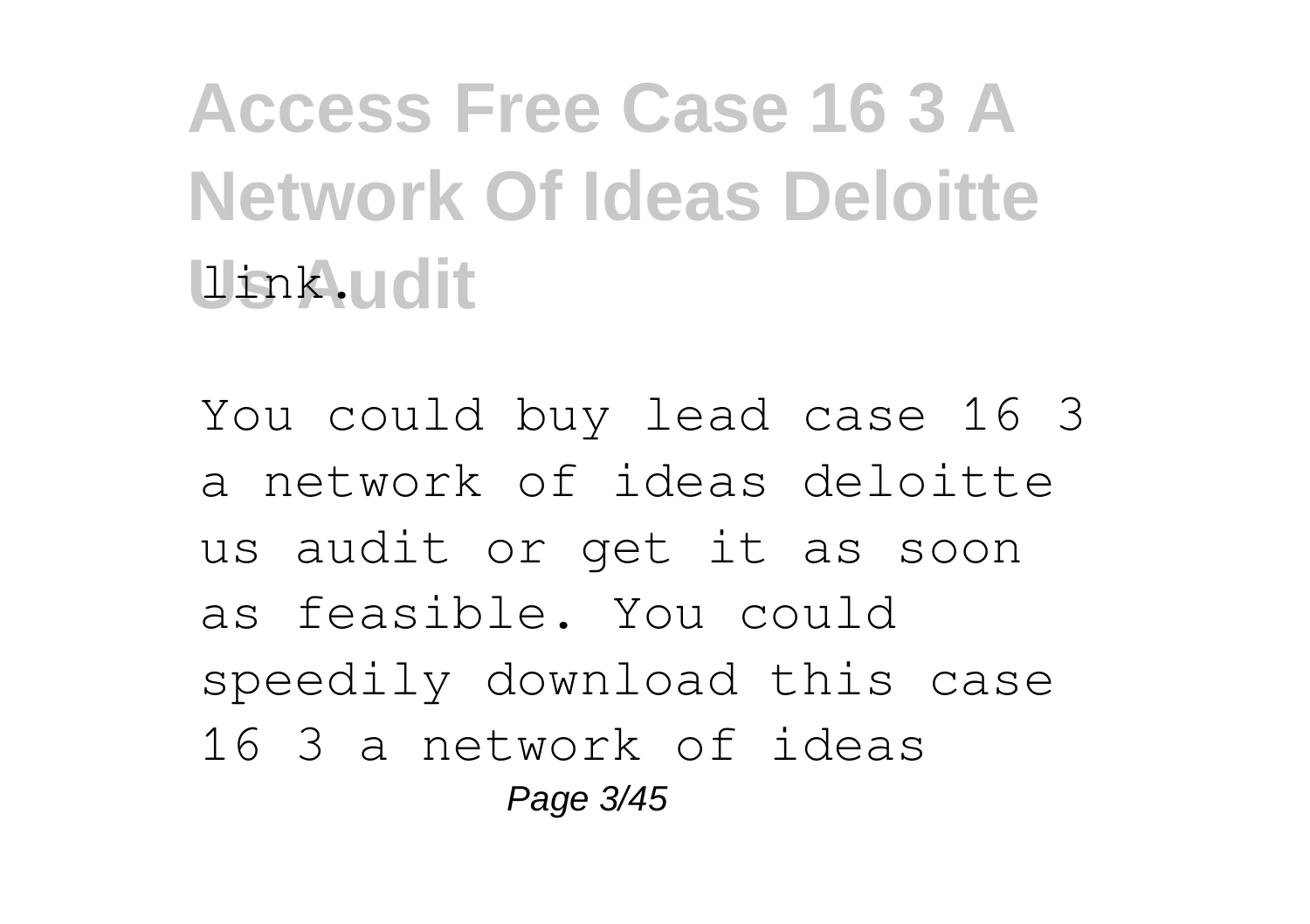link.

You could buy lead case 16 3 a network of ideas deloitte us audit or get it as soon as feasible. You could speedily download this case 16 3 a network of ideas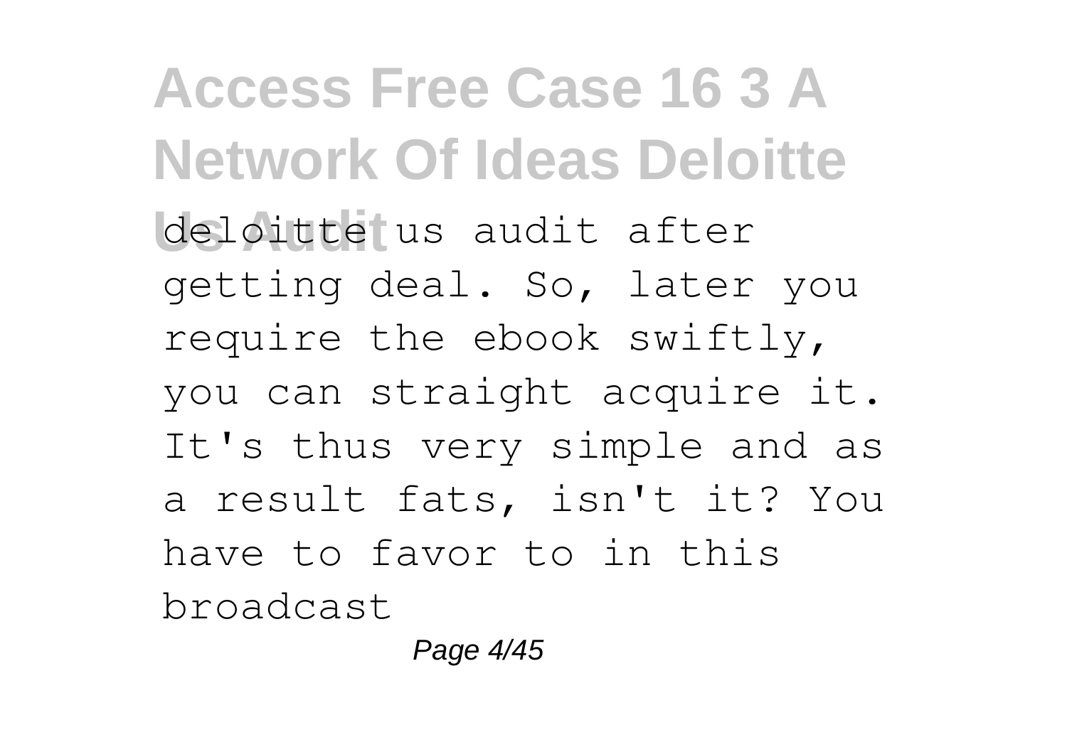deloitte us audit after getting deal. So, later you require the ebook swiftly, you can straight acquire it. It's thus very simple and as a result fats, isn't it? You have to favor to in this broadcast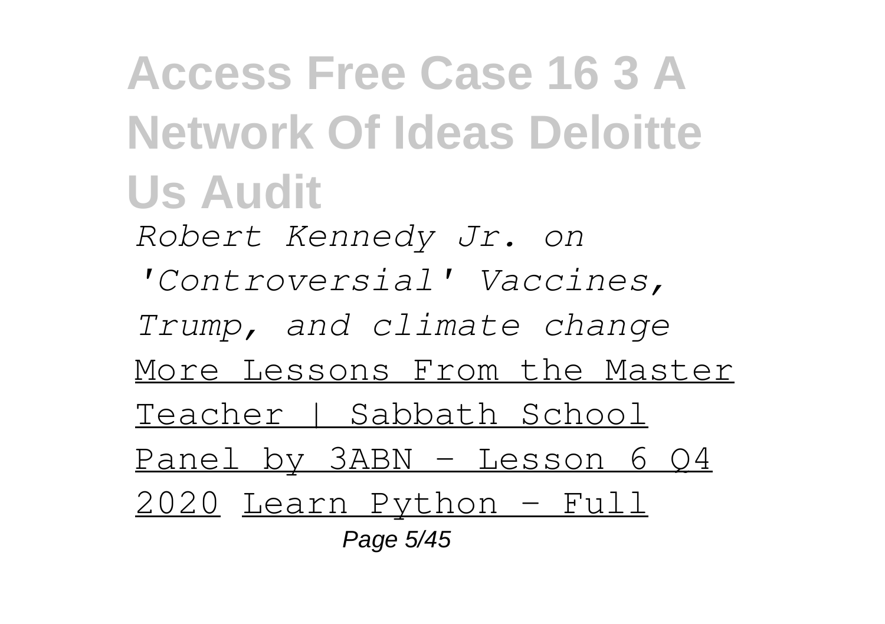# Access Free Case 16 3 A Network Of Ideas Deloitte Us Audit

*Robert Kennedy Jr. on 'Controversial' Vaccines, Trump, and climate change* More Lessons From the Master Teacher | Sabbath School Panel by 3ABN - Lesson 6 Q4 2020 Learn Python - Full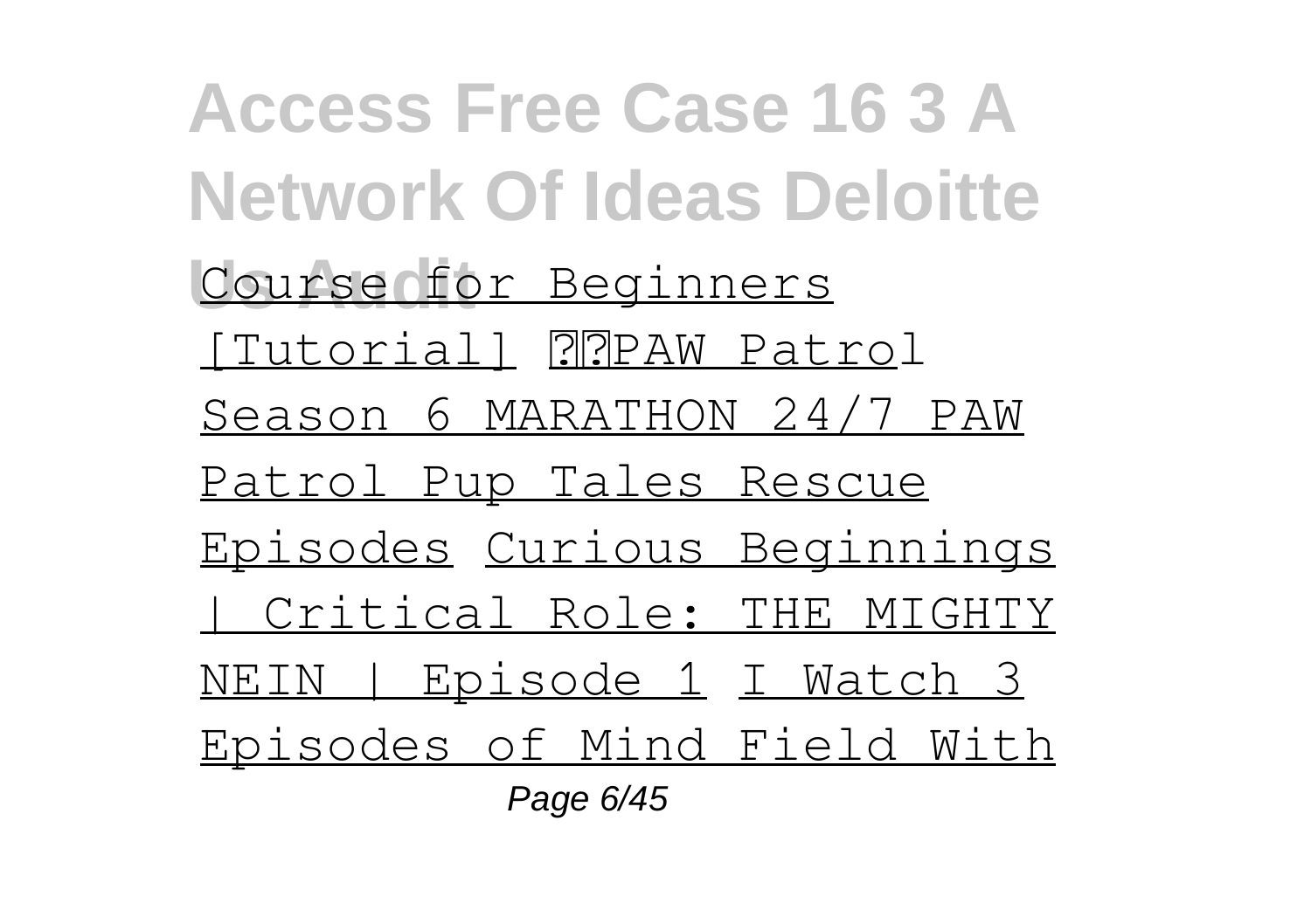Course for Beginners [Tutorial] ??PAW Patrol Season 6 MARATHON 24/7 PAW Patrol Pup Tales Rescue Episodes Curious Beginnings | Critical Role: THE MIGHTY NEIN | Episode 1 I Watch 3 Episodes of Mind Field With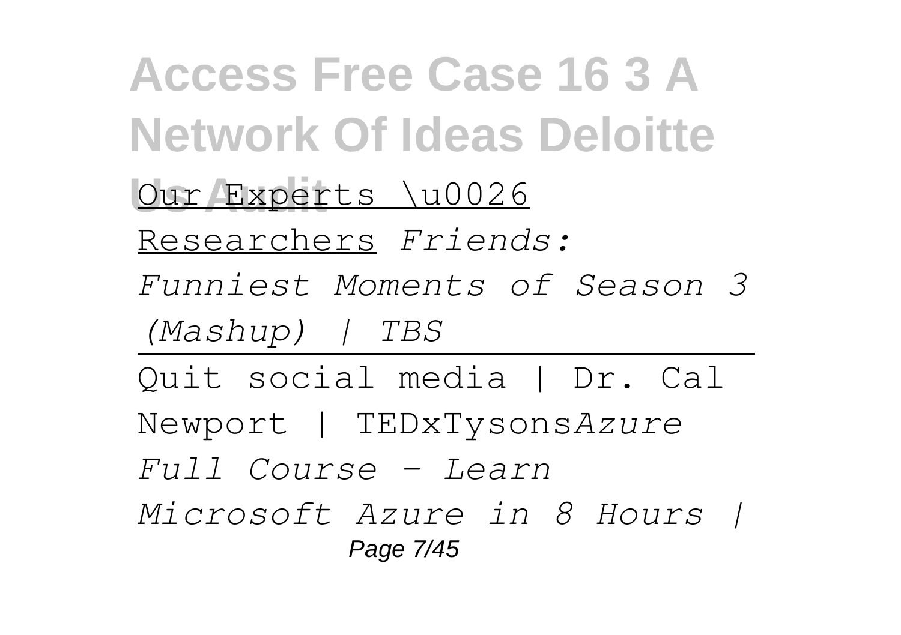Our Experts \u0026 Researchers *Friends: Funniest Moments of Season 3 (Mashup) | TBS*

---

Quit social media | Dr. Cal Newport | TEDxTysons*Azure Full Course - Learn Microsoft Azure in 8 Hours |*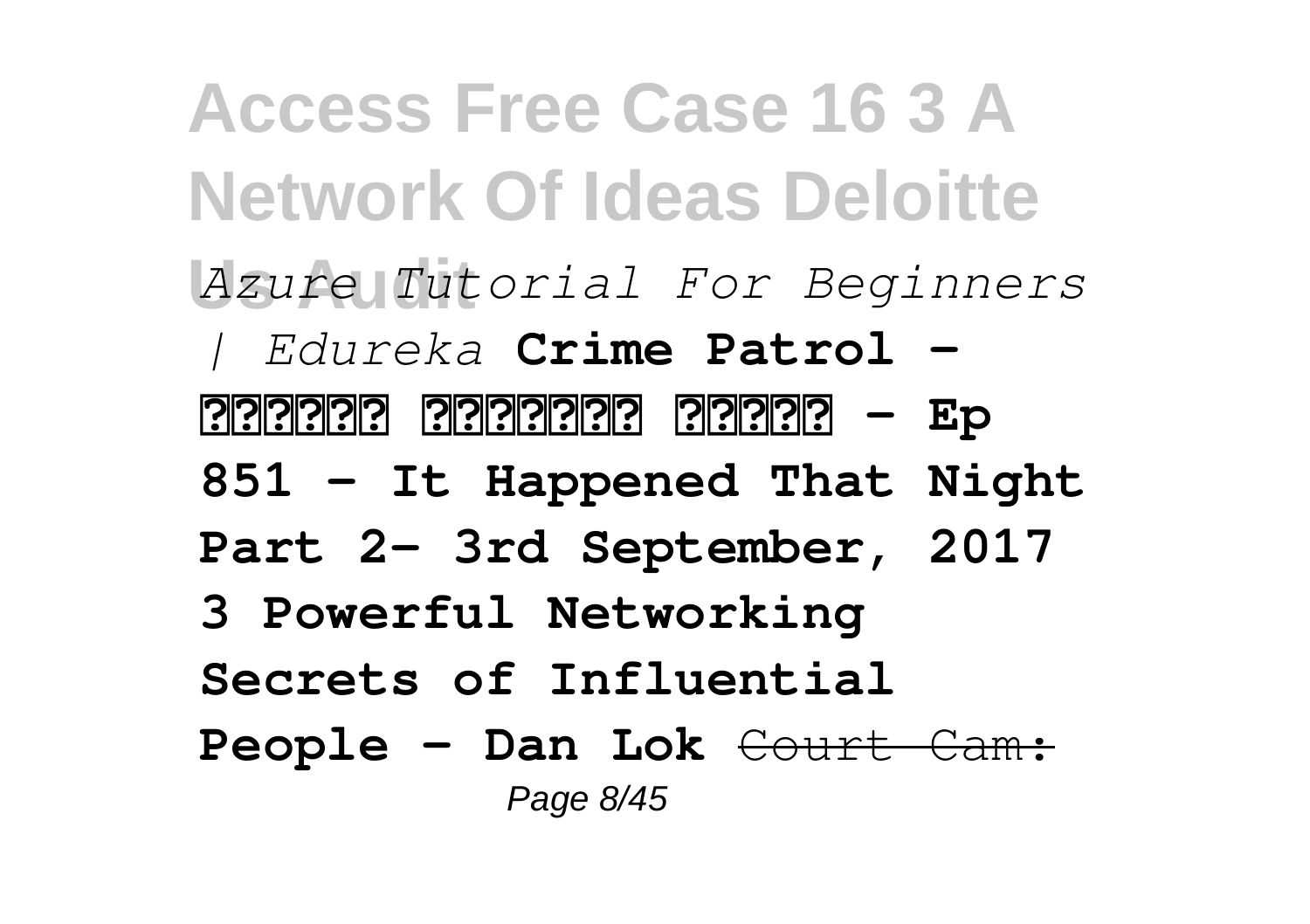*Azure Tutorial For Beginners | Edureka* **Crime Patrol - ?????? ??????? ????? - Ep 851 - It Happened That Night Part 2- 3rd September, 2017** **3 Powerful Networking Secrets of Influential People - Dan Lok** ~~Court Cam:~~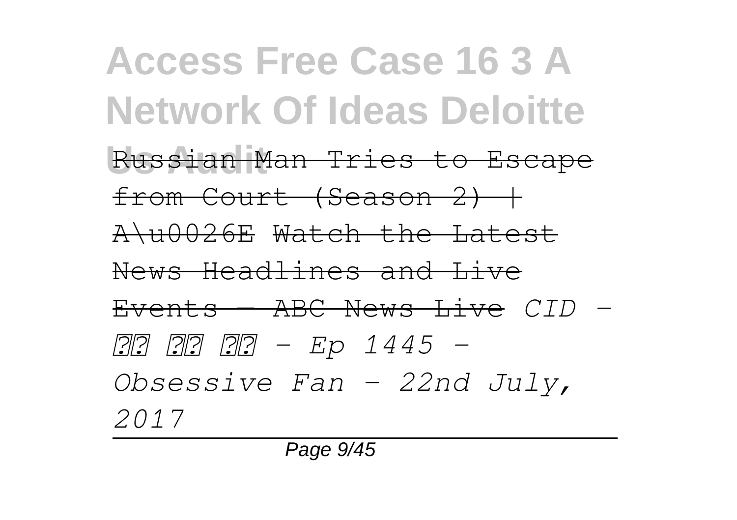~~Russian Man Tries to Escape from Court (Season 2) | A\u0026E~~ ~~Watch the Latest News Headlines and Live Events — ABC News Live~~ *CID - ?? ?? ?? - Ep 1445 - Obsessive Fan - 22nd July, 2017*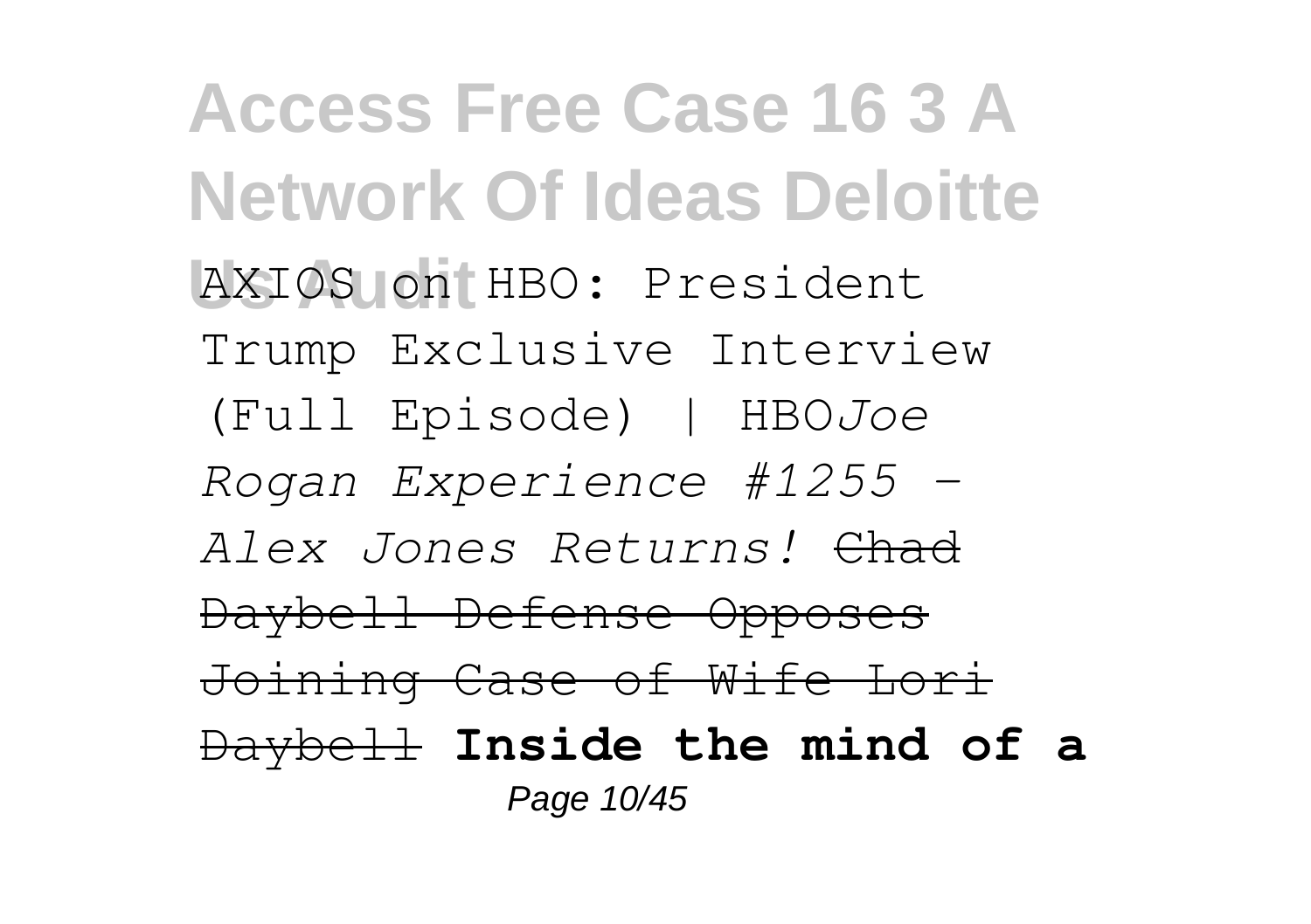AXIOS on HBO: President Trump Exclusive Interview (Full Episode) | HBO*Joe Rogan Experience #1255 - Alex Jones Returns!* ~~Chad Daybell Defense Opposes Joining Case of Wife Lori Daybell~~ **Inside the mind of a**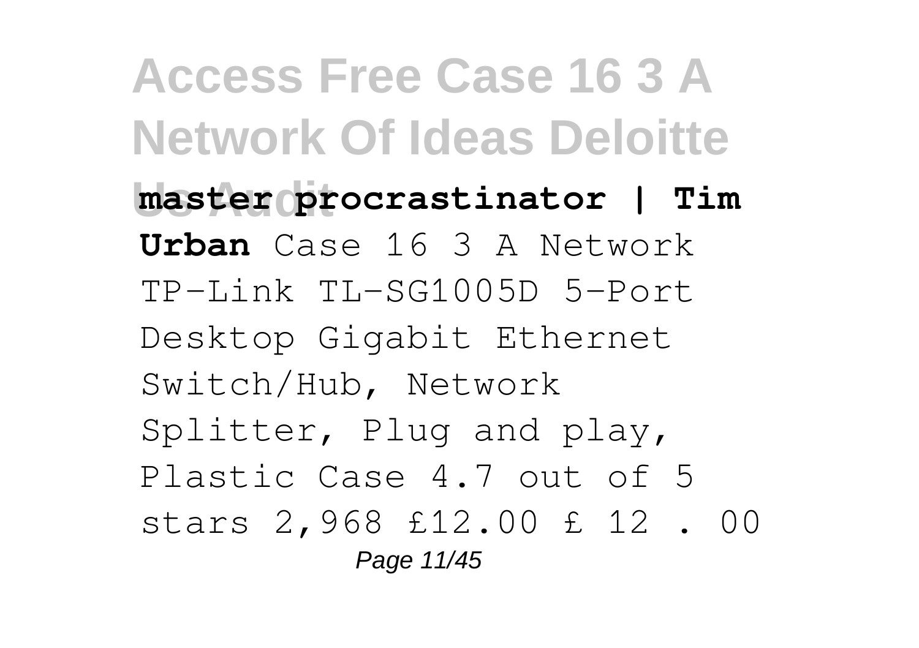**master procrastinator | Tim Urban** Case 16 3 A Network TP-Link TL-SG1005D 5-Port Desktop Gigabit Ethernet Switch/Hub, Network Splitter, Plug and play, Plastic Case 4.7 out of 5 stars 2,968 £12.00 £ 12 . 00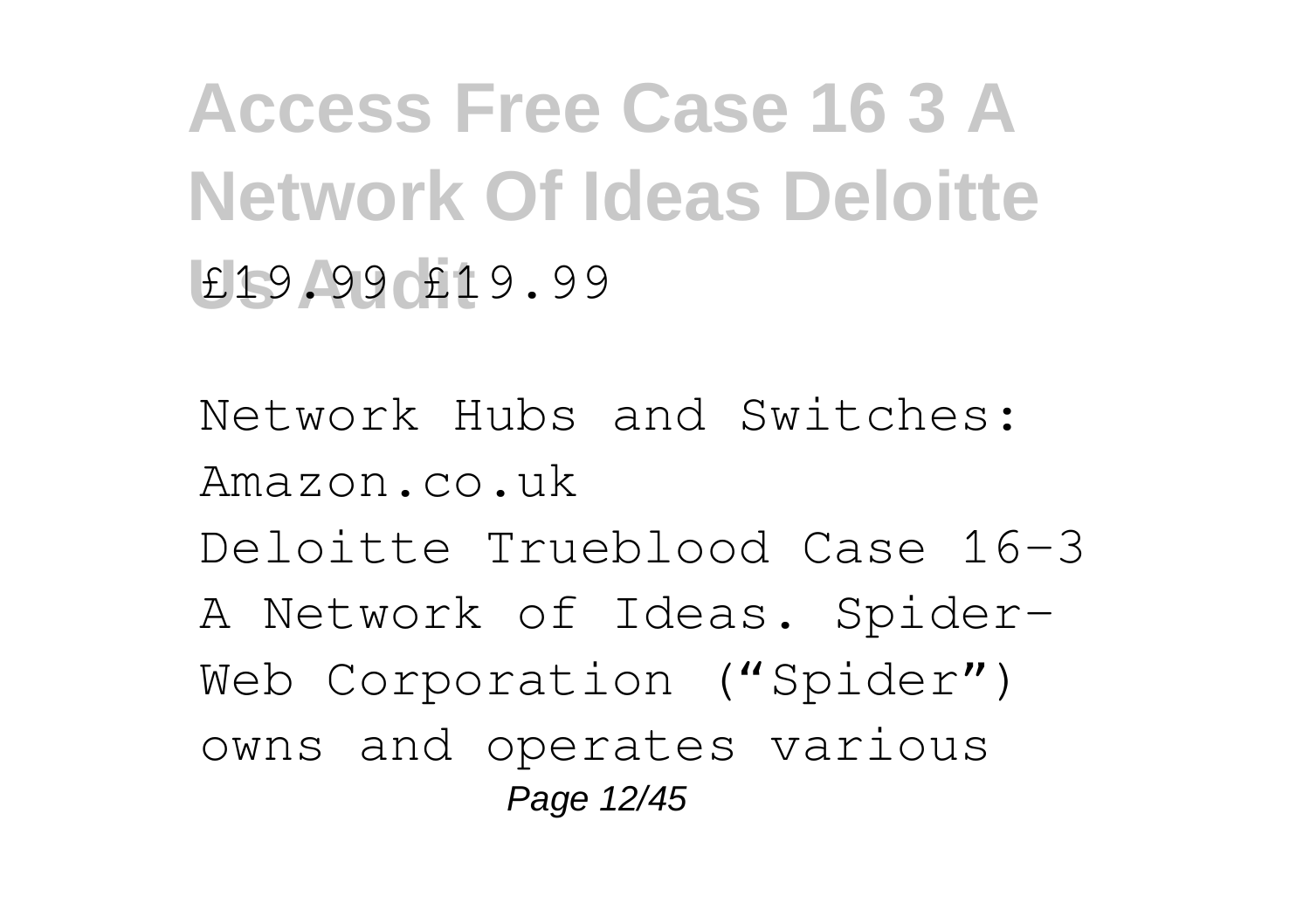£19.99 £19.99

Network Hubs and Switches: Amazon.co.uk

Deloitte Trueblood Case 16-3 A Network of Ideas. Spider-Web Corporation ("Spider") owns and operates various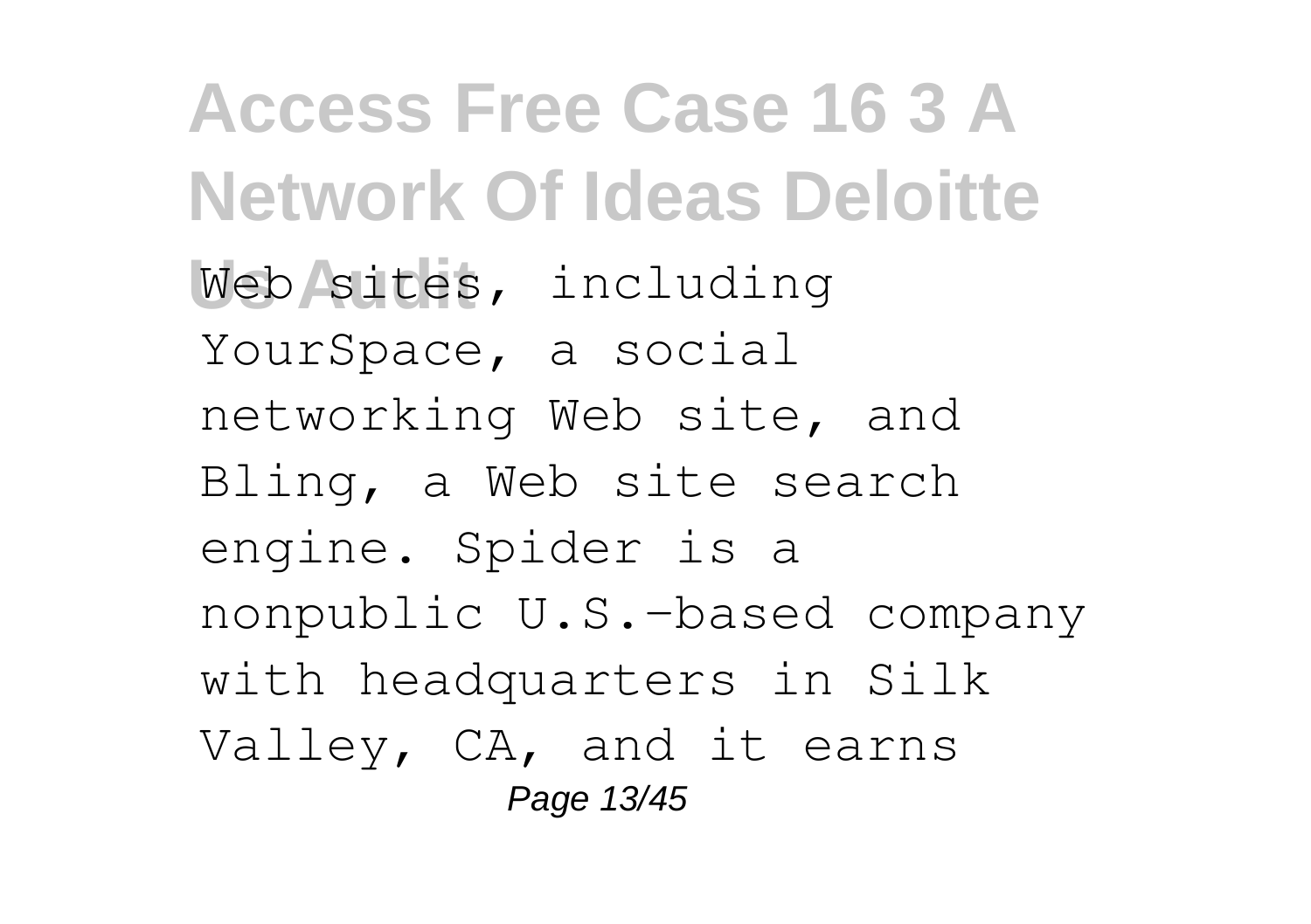Web sites, including YourSpace, a social networking Web site, and Bling, a Web site search engine. Spider is a nonpublic U.S.-based company with headquarters in Silk Valley, CA, and it earns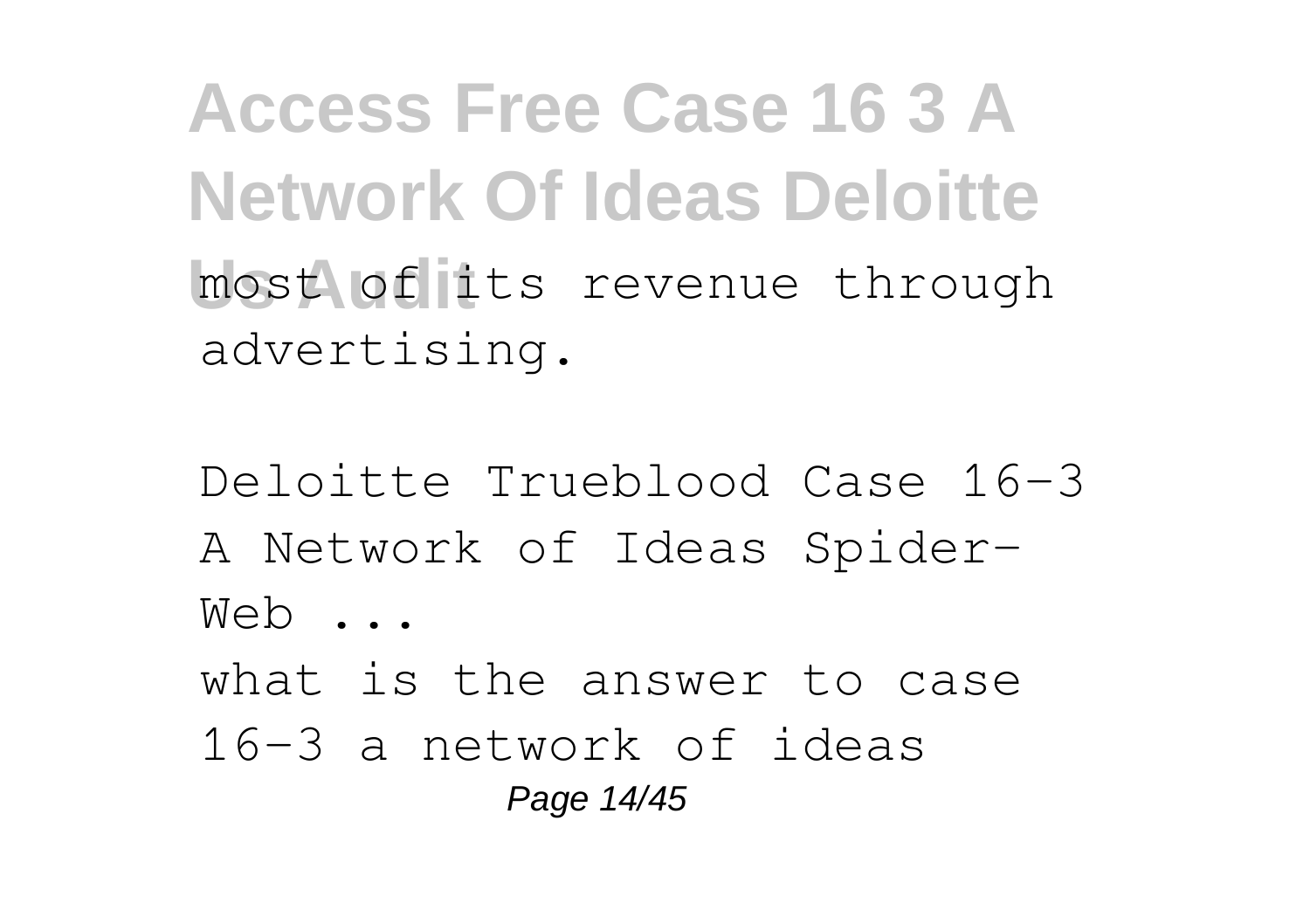most of its revenue through advertising.

Deloitte Trueblood Case 16-3 A Network of Ideas Spider-Web ...

what is the answer to case 16-3 a network of ideas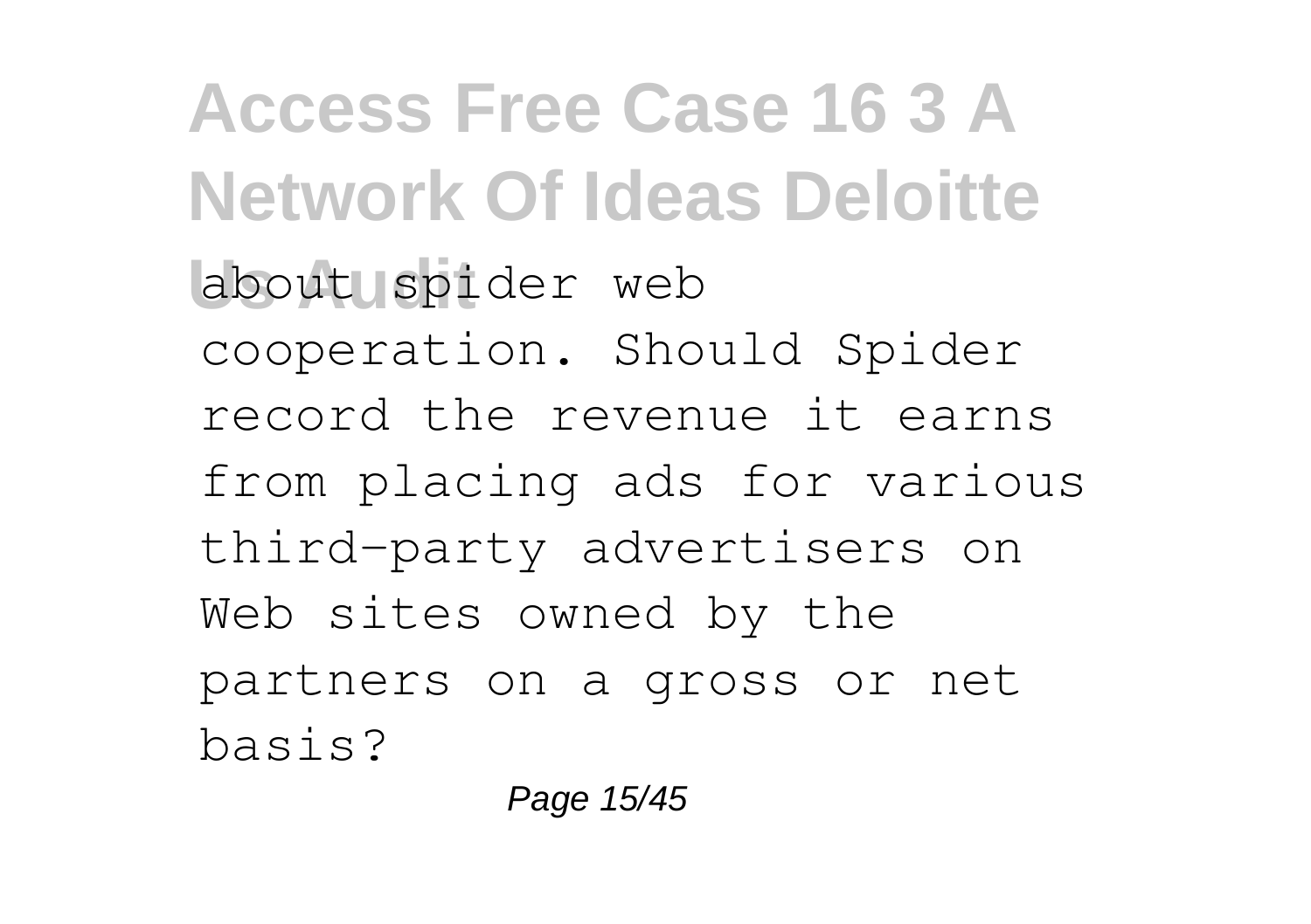about spider web cooperation. Should Spider record the revenue it earns from placing ads for various third-party advertisers on Web sites owned by the partners on a gross or net basis?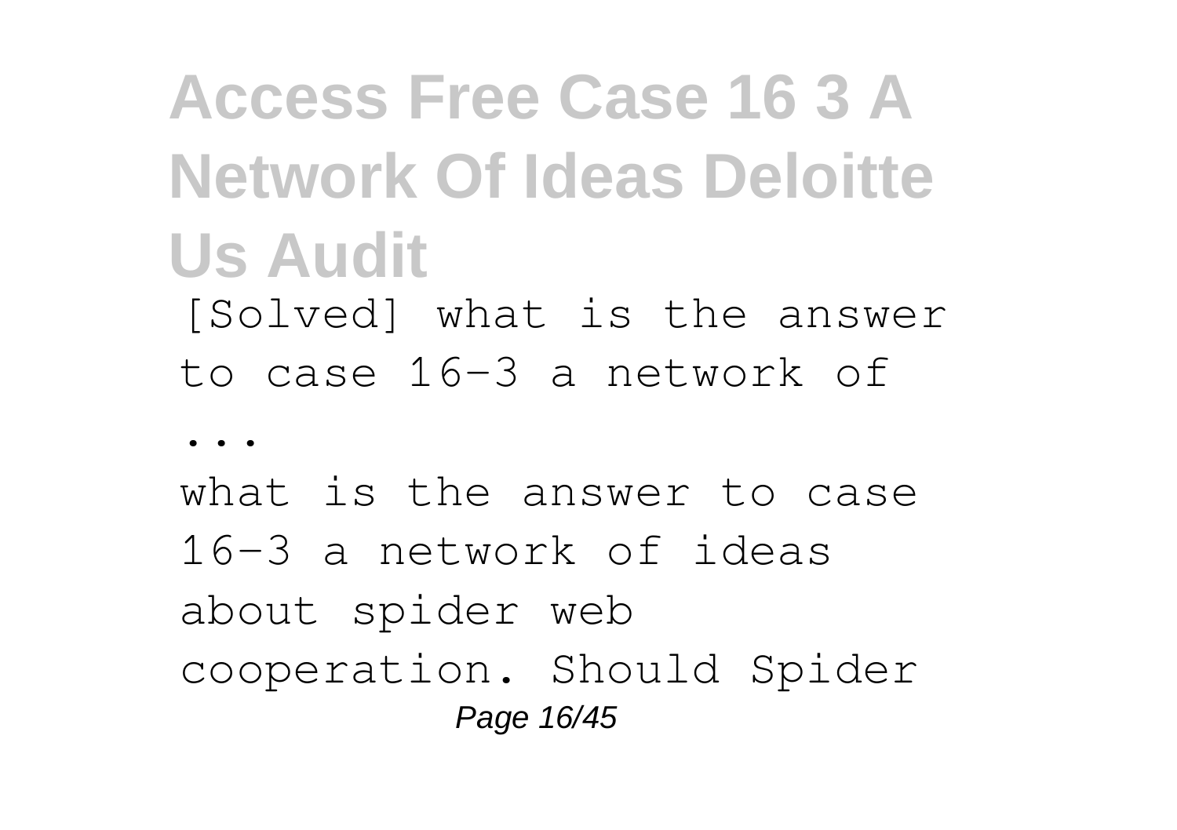[Solved] what is the answer to case 16-3 a network of

...

what is the answer to case 16-3 a network of ideas about spider web cooperation. Should Spider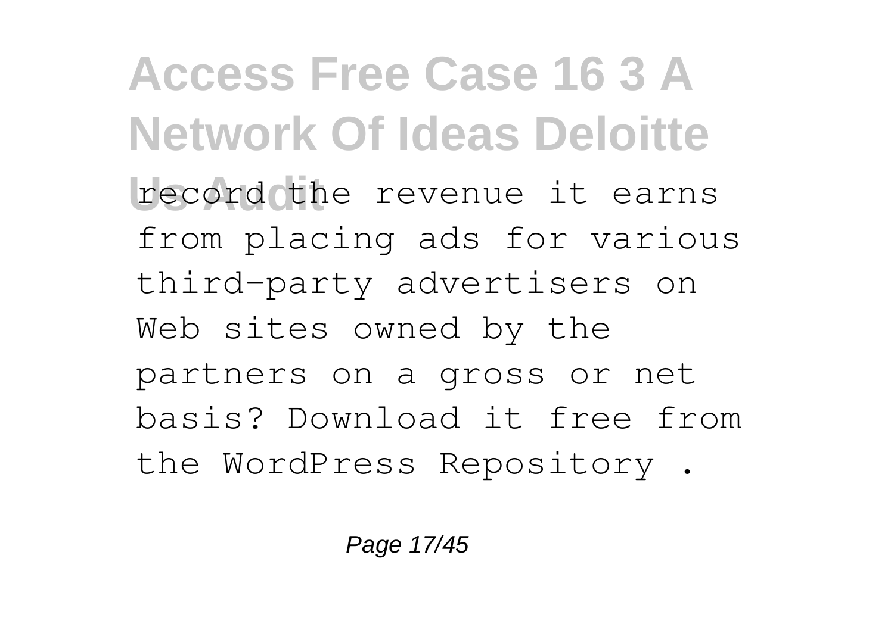record the revenue it earns from placing ads for various third-party advertisers on Web sites owned by the partners on a gross or net basis? Download it free from the WordPress Repository .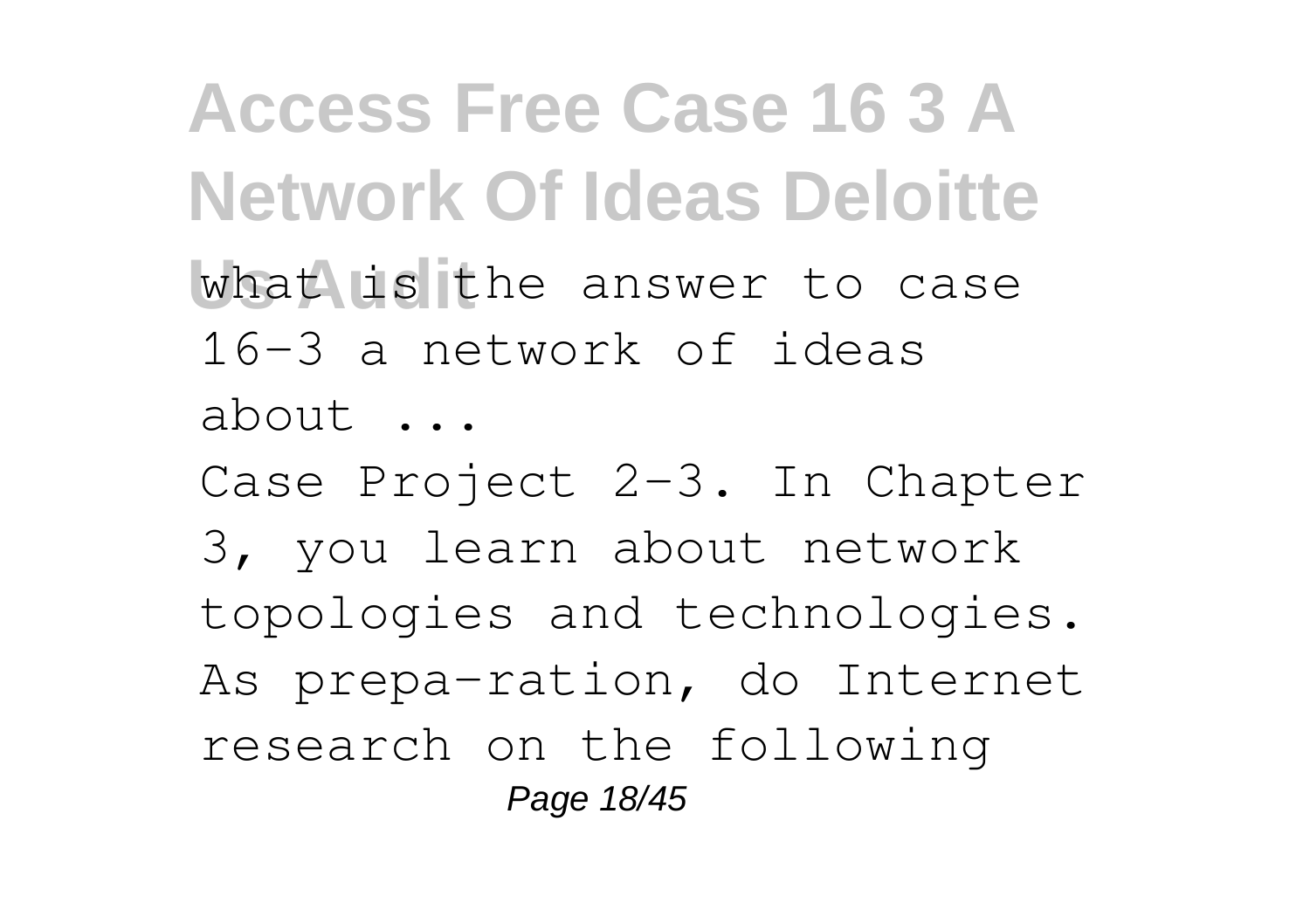what is the answer to case 16-3 a network of ideas about ...

Case Project 2-3. In Chapter 3, you learn about network topologies and technologies. As prepa-ration, do Internet research on the following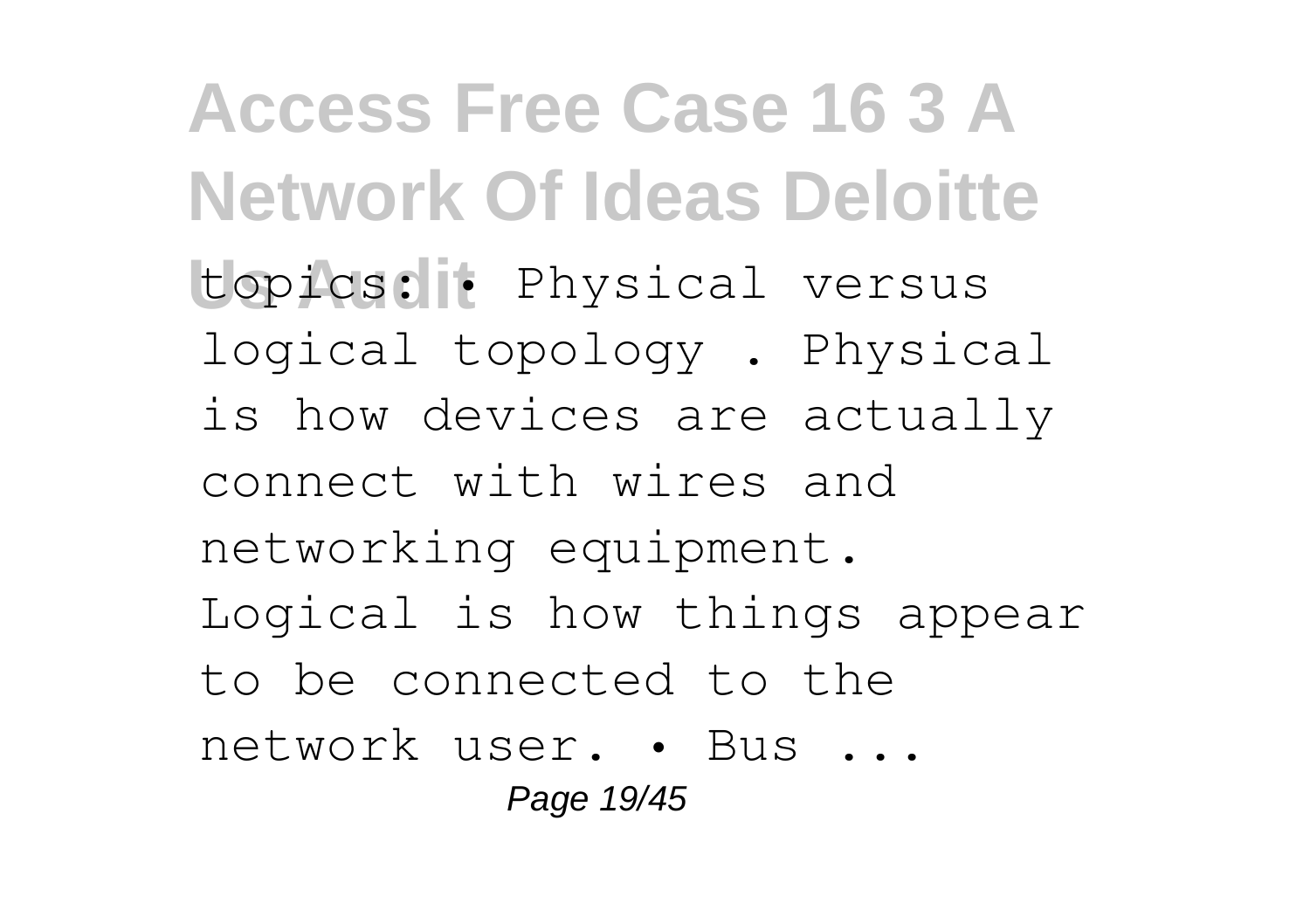topics: • Physical versus logical topology . Physical is how devices are actually connect with wires and networking equipment. Logical is how things appear to be connected to the network user. • Bus ...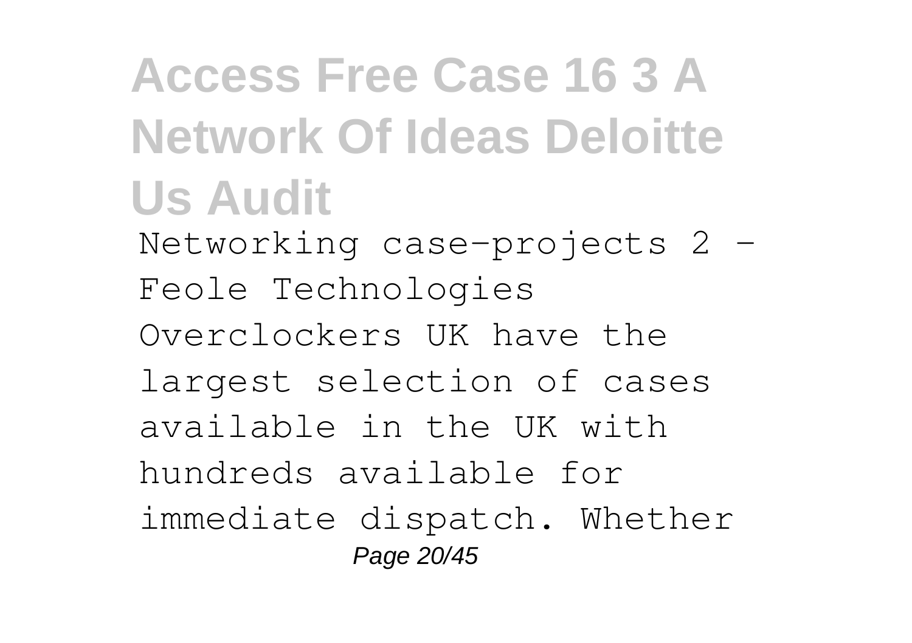Networking case-projects 2 - Feole Technologies

Overclockers UK have the largest selection of cases available in the UK with hundreds available for immediate dispatch. Whether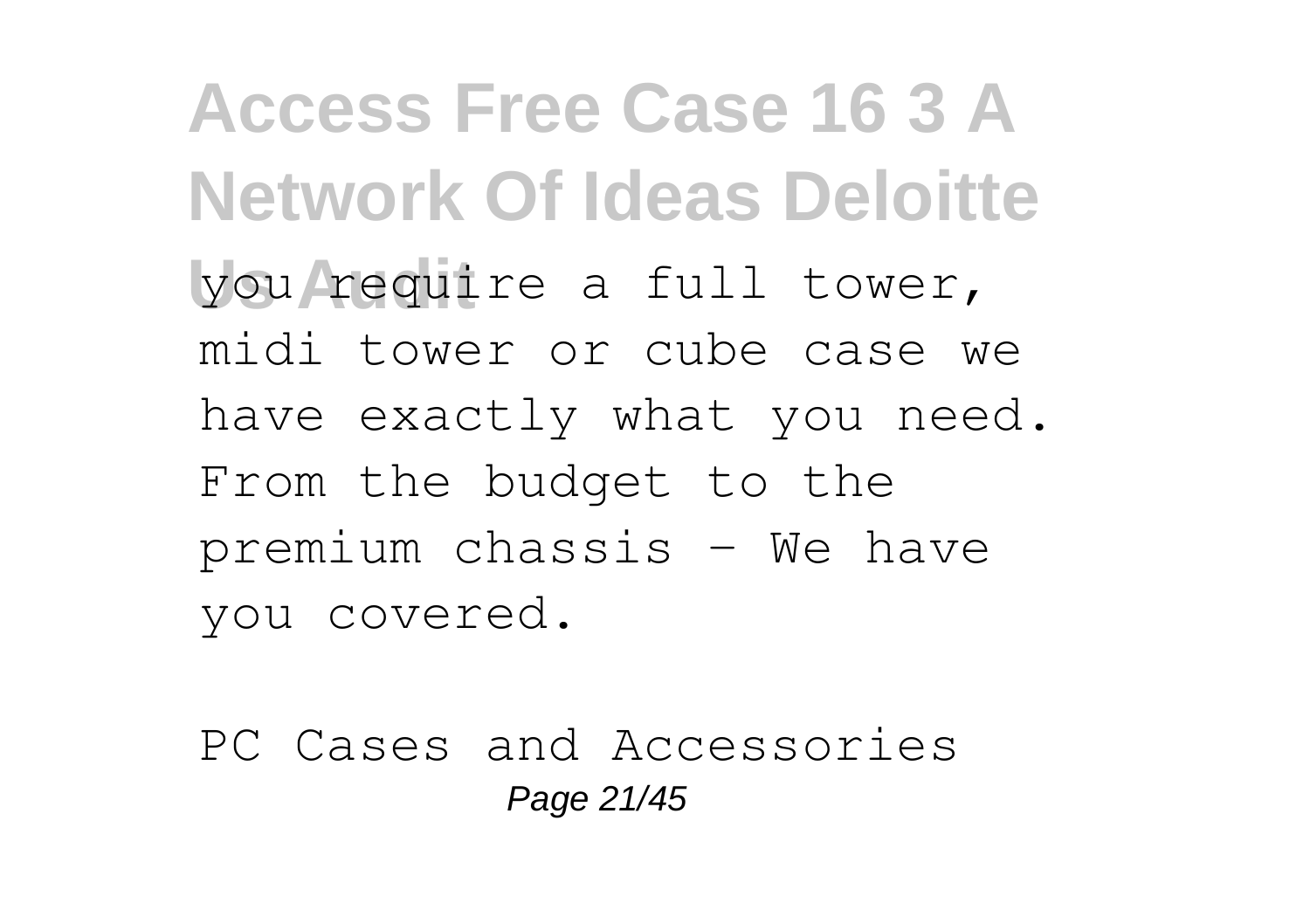you require a full tower, midi tower or cube case we have exactly what you need. From the budget to the premium chassis - We have you covered.

PC Cases and Accessories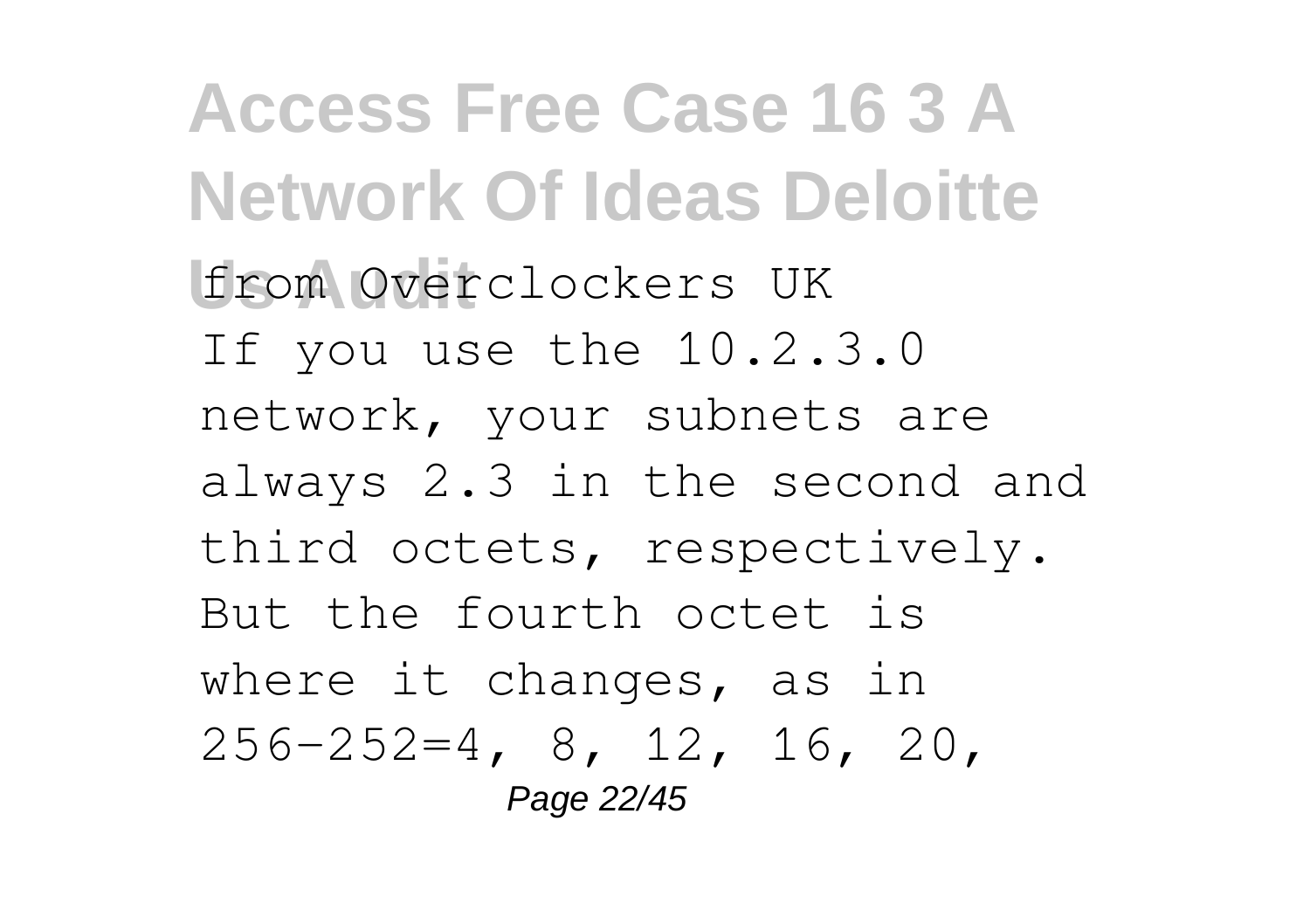from Overclockers UK

If you use the 10.2.3.0 network, your subnets are always 2.3 in the second and third octets, respectively. But the fourth octet is where it changes, as in 256–252=4, 8, 12, 16, 20,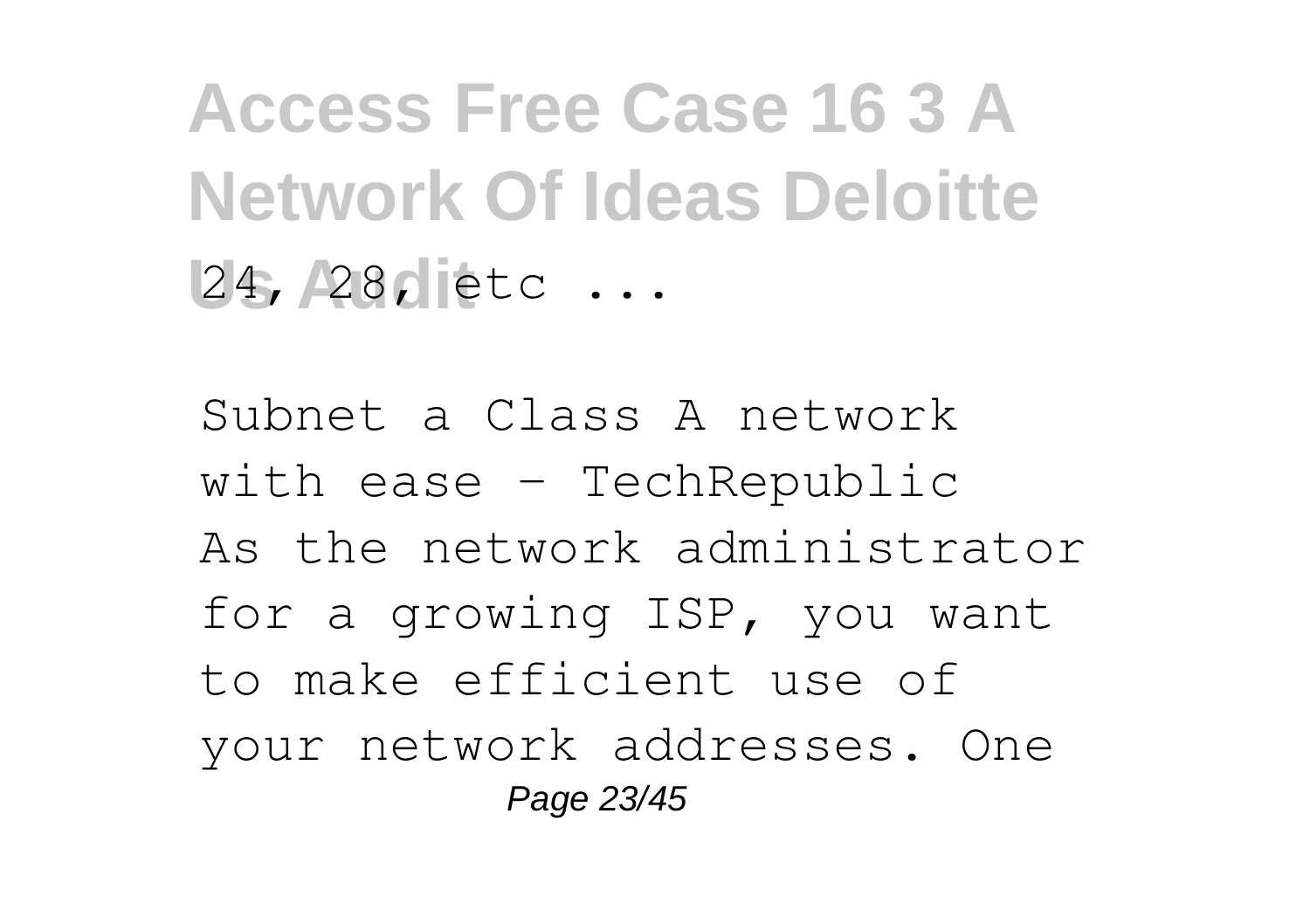24, 28, etc ...

Subnet a Class A network with ease - TechRepublic

As the network administrator for a growing ISP, you want to make efficient use of your network addresses. One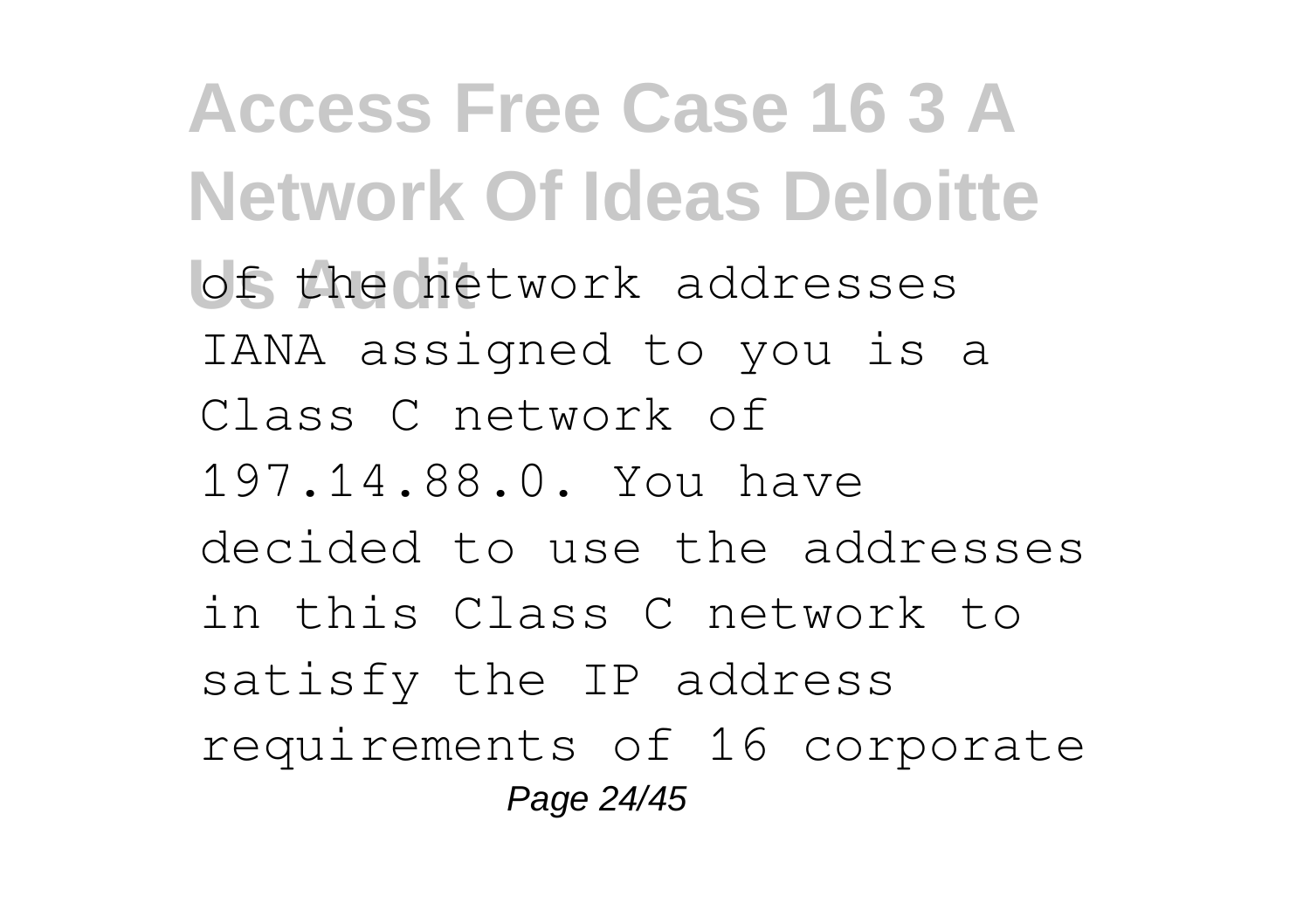of the network addresses IANA assigned to you is a Class C network of 197.14.88.0. You have decided to use the addresses in this Class C network to satisfy the IP address requirements of 16 corporate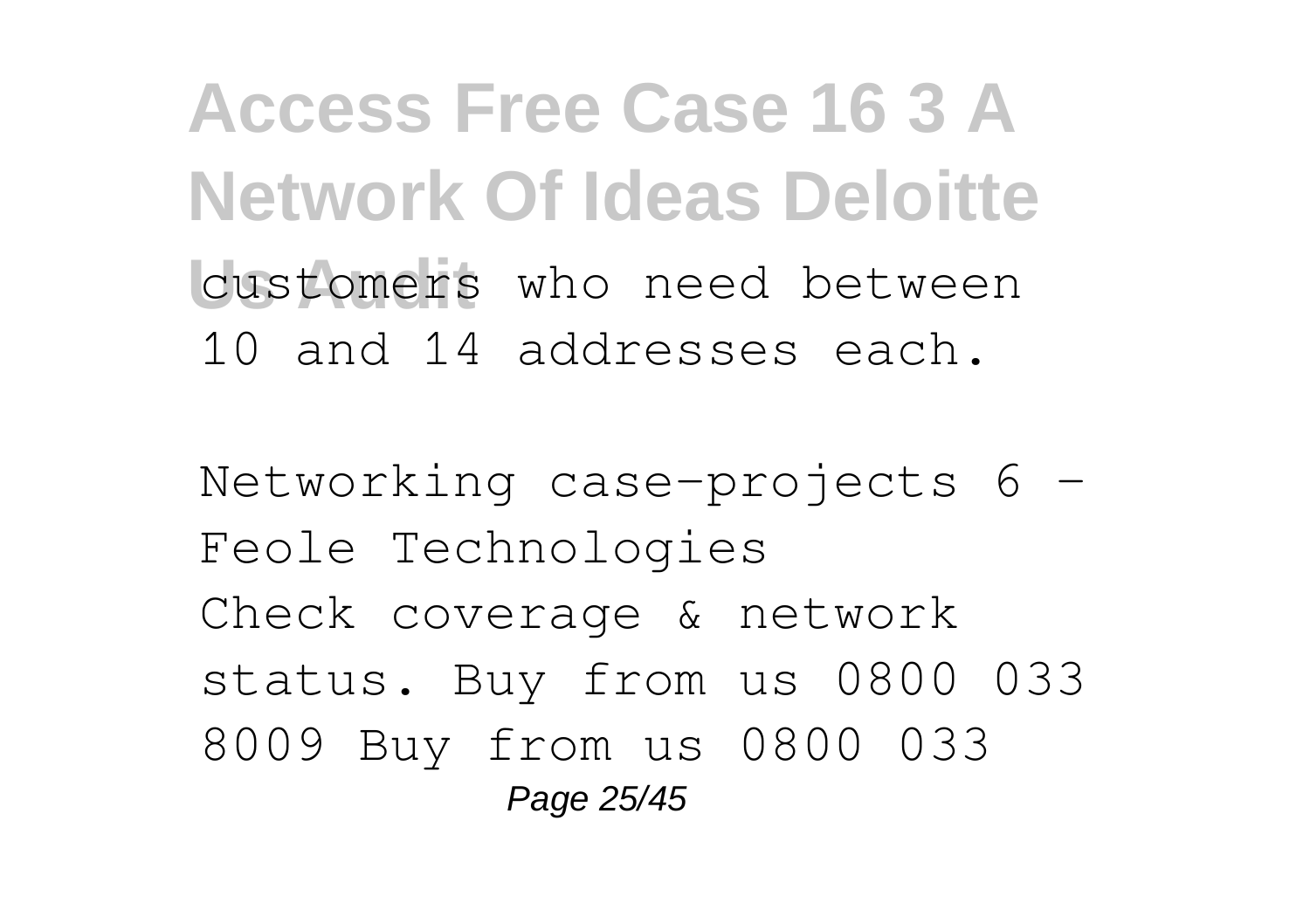customers who need between 10 and 14 addresses each.

Networking case-projects 6 - Feole Technologies

Check coverage & network status. Buy from us 0800 033 8009 Buy from us 0800 033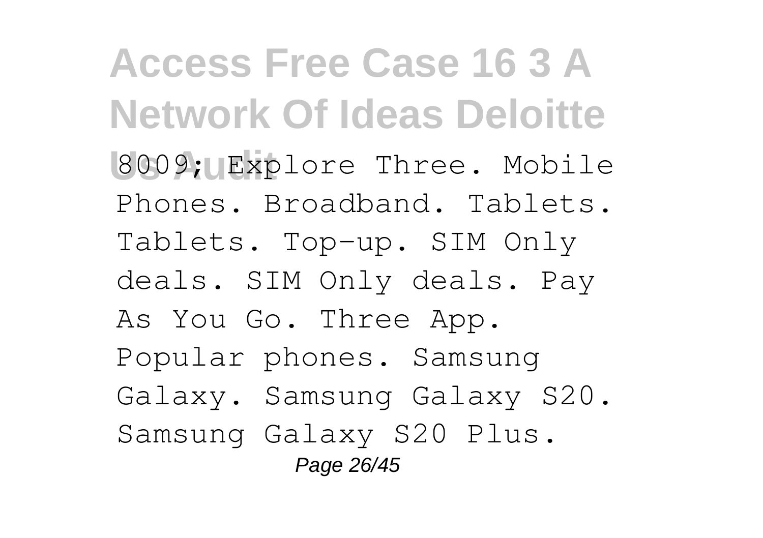8009; Explore Three. Mobile Phones. Broadband. Tablets. Tablets. Top-up. SIM Only deals. SIM Only deals. Pay As You Go. Three App. Popular phones. Samsung Galaxy. Samsung Galaxy S20. Samsung Galaxy S20 Plus.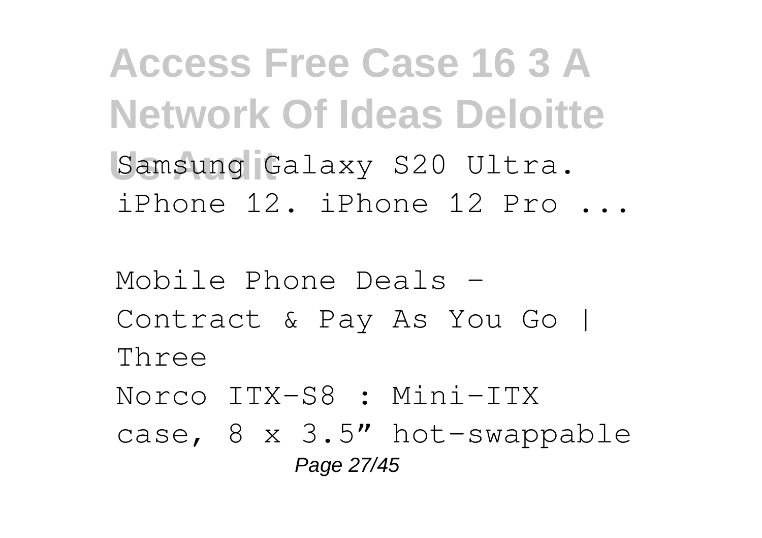Samsung Galaxy S20 Ultra. iPhone 12. iPhone 12 Pro ...

Mobile Phone Deals - Contract & Pay As You Go | Three

Norco ITX-S8 : Mini-ITX case, 8 x 3.5" hot-swappable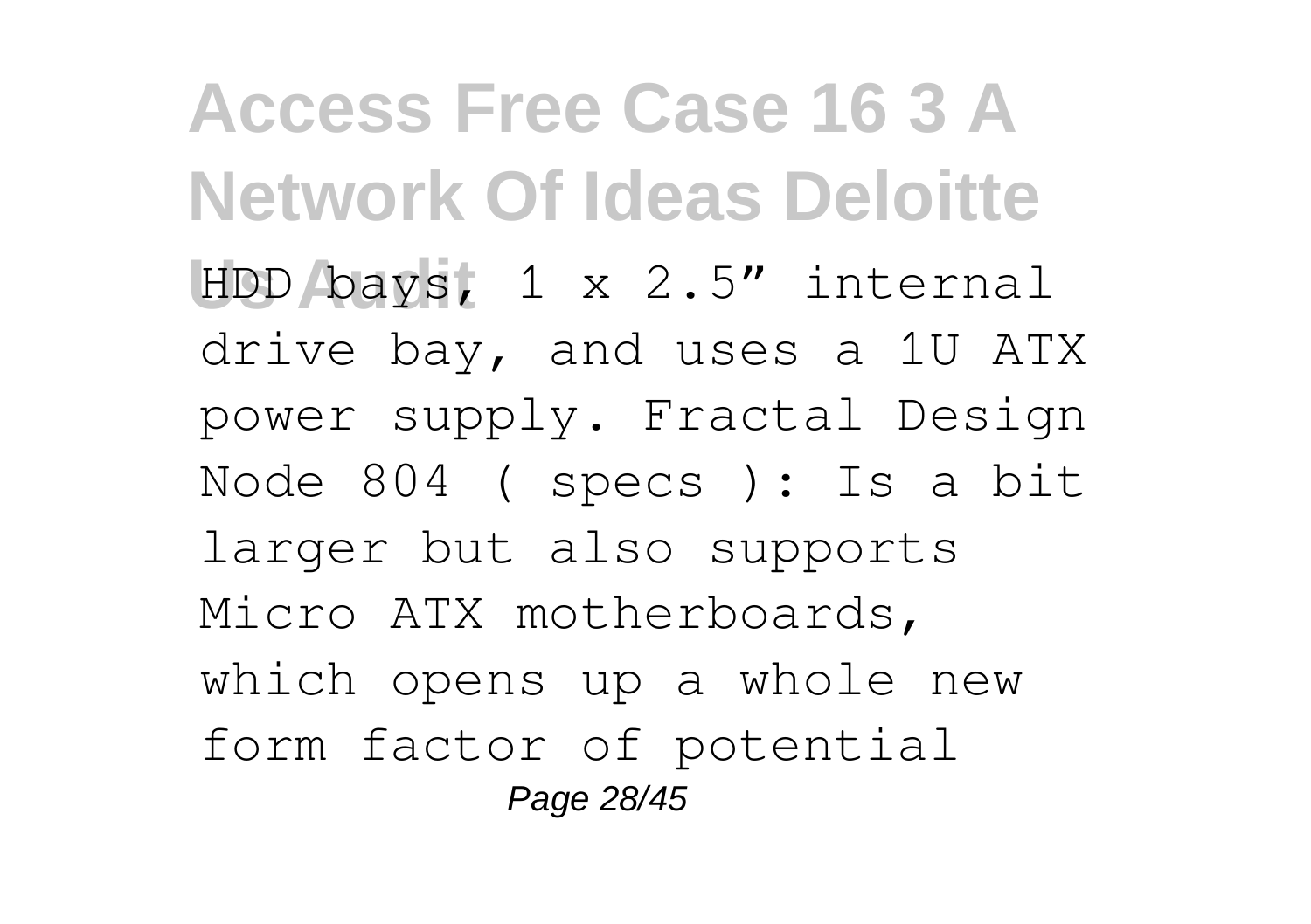HDD bays, 1 x 2.5″ internal drive bay, and uses a 1U ATX power supply. Fractal Design Node 804 ( specs ): Is a bit larger but also supports Micro ATX motherboards, which opens up a whole new form factor of potential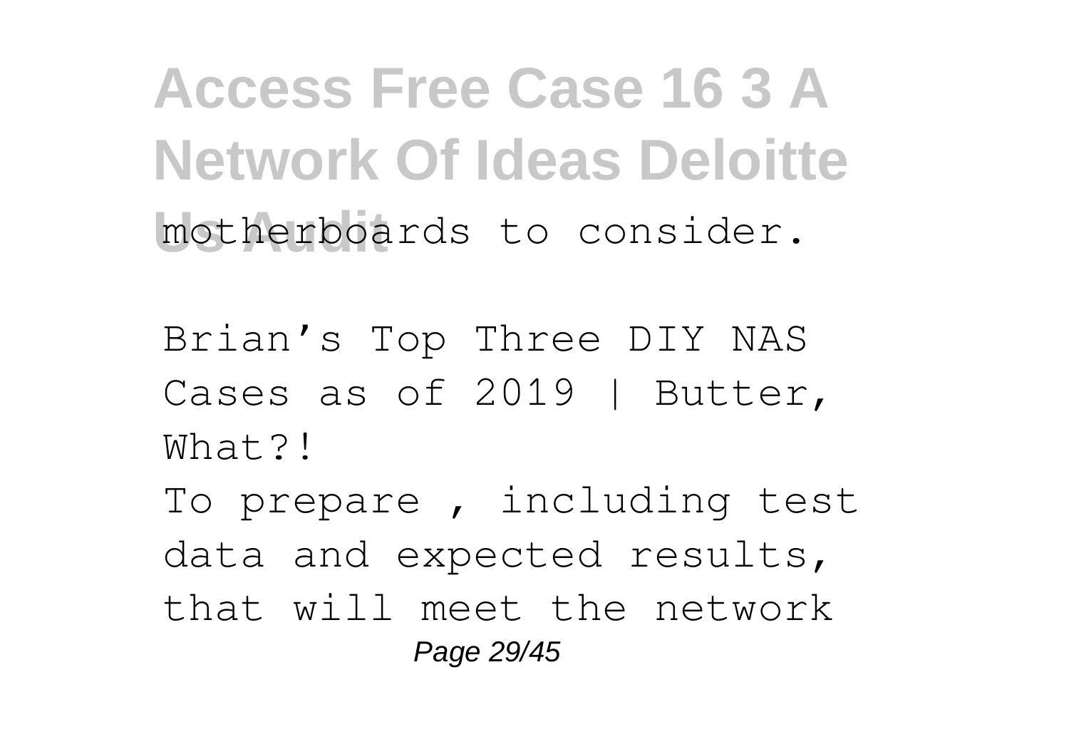motherboards to consider.

Brian's Top Three DIY NAS Cases as of 2019 | Butter, What?!

To prepare , including test data and expected results, that will meet the network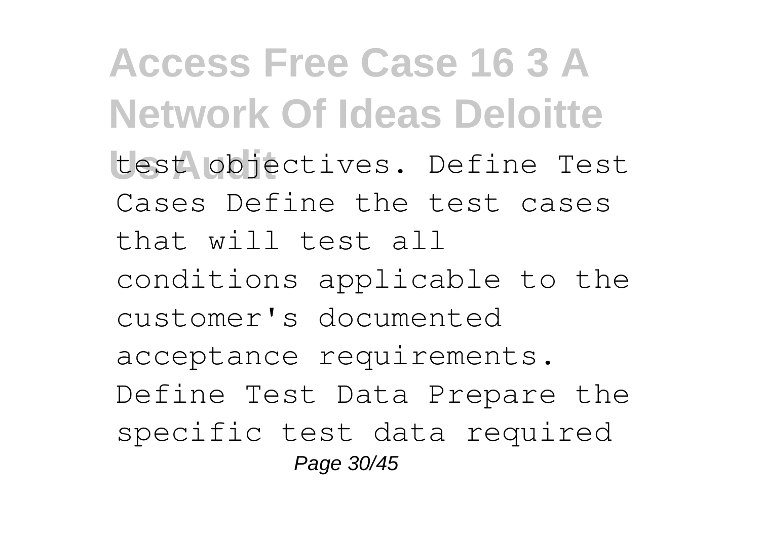test objectives. Define Test Cases Define the test cases that will test all conditions applicable to the customer's documented acceptance requirements. Define Test Data Prepare the specific test data required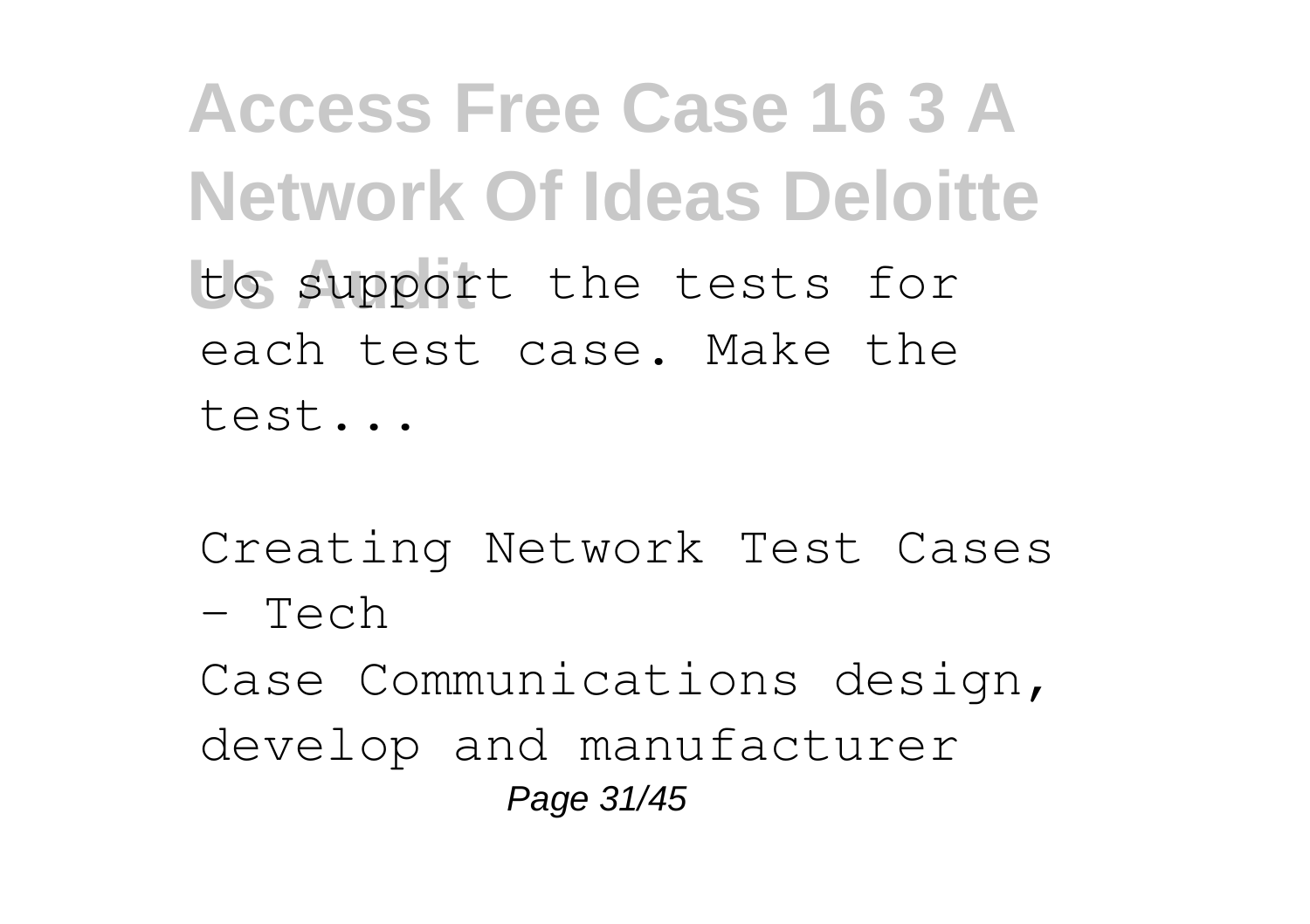to support the tests for each test case. Make the test...

Creating Network Test Cases - Tech

Case Communications design, develop and manufacturer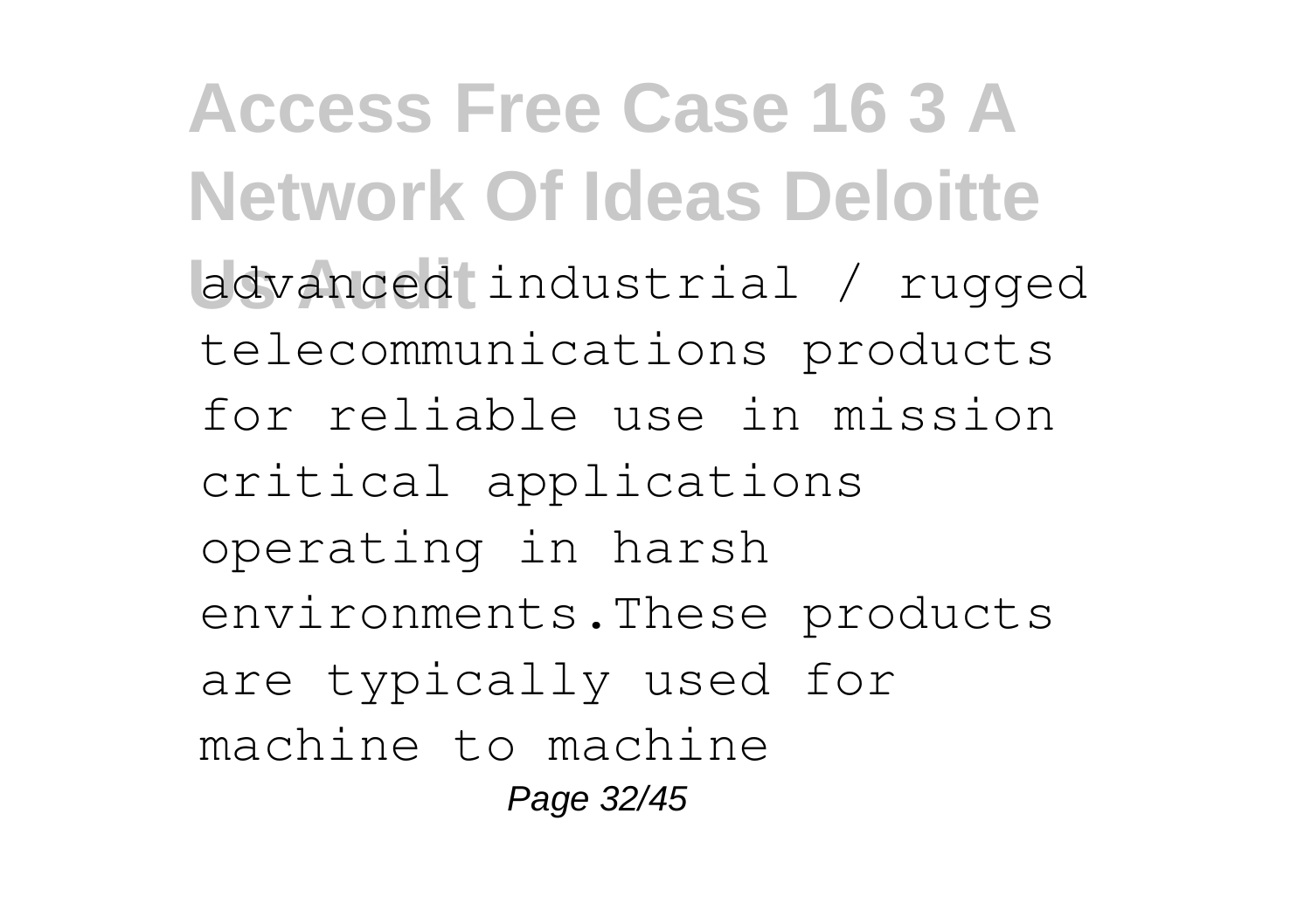advanced industrial / rugged telecommunications products for reliable use in mission critical applications operating in harsh environments.These products are typically used for machine to machine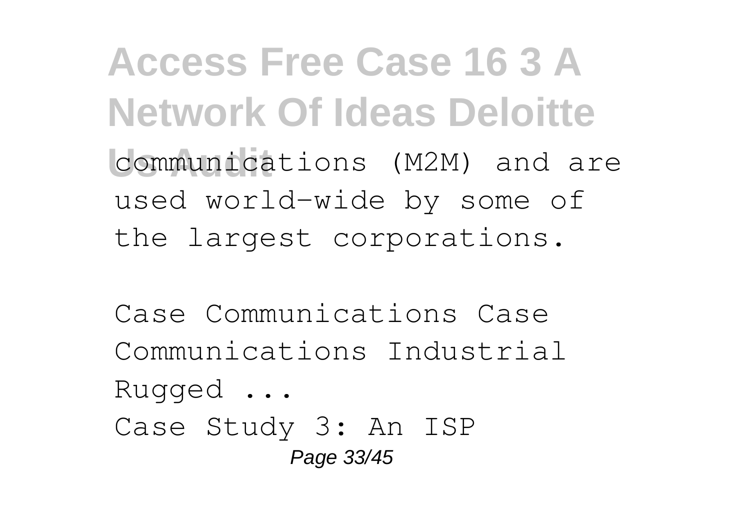communications (M2M) and are used world-wide by some of the largest corporations.

Case Communications Case Communications Industrial Rugged ...

Case Study 3: An ISP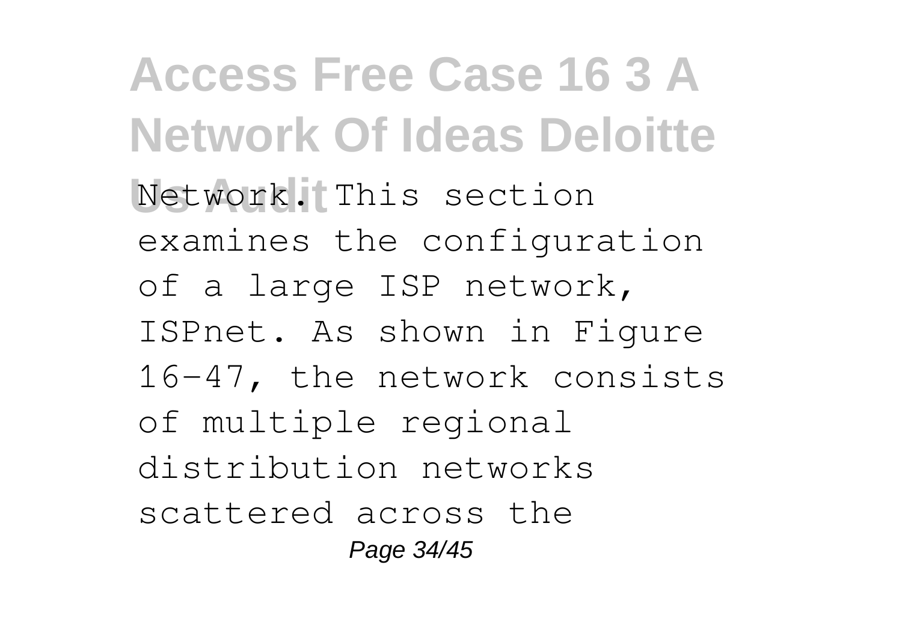Network. This section examines the configuration of a large ISP network, ISPnet. As shown in Figure 16-47, the network consists of multiple regional distribution networks scattered across the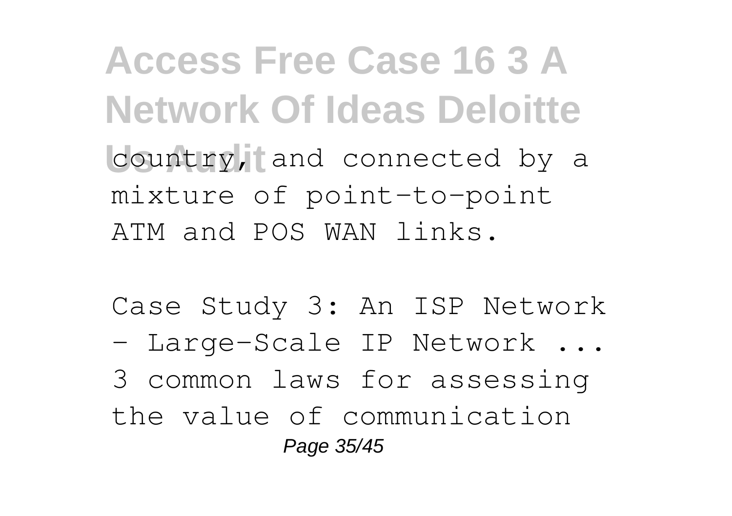country, and connected by a mixture of point-to-point ATM and POS WAN links.

Case Study 3: An ISP Network - Large-Scale IP Network ...
3 common laws for assessing the value of communication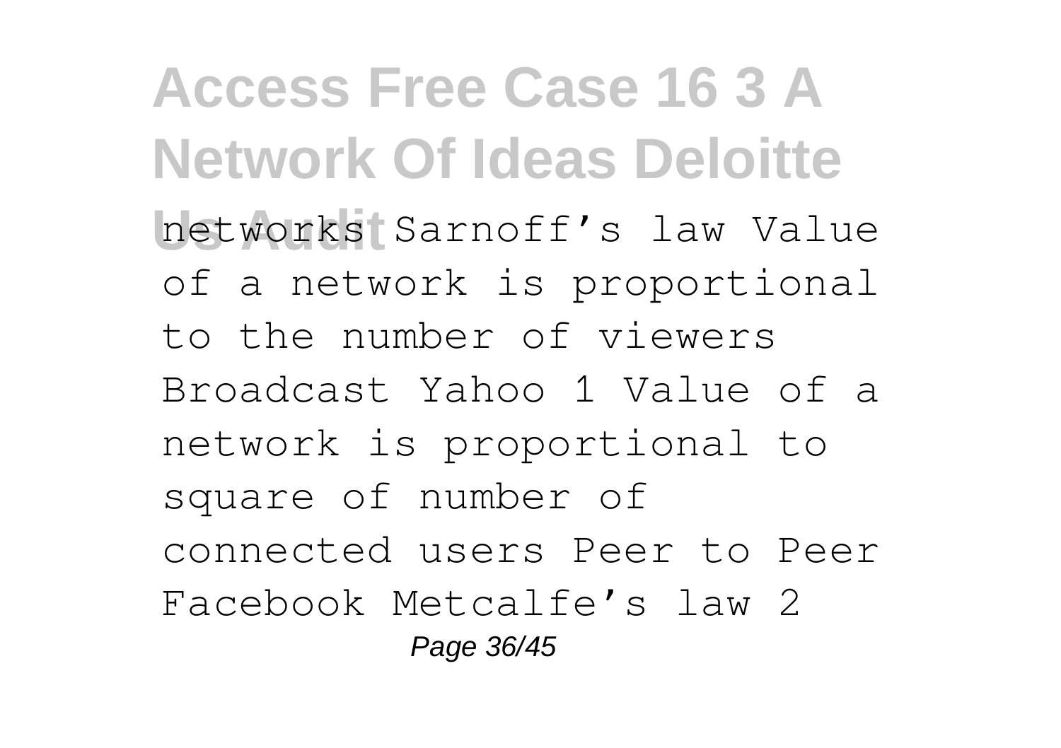networks Sarnoff's law Value of a network is proportional to the number of viewers Broadcast Yahoo 1 Value of a network is proportional to square of number of connected users Peer to Peer Facebook Metcalfe's law 2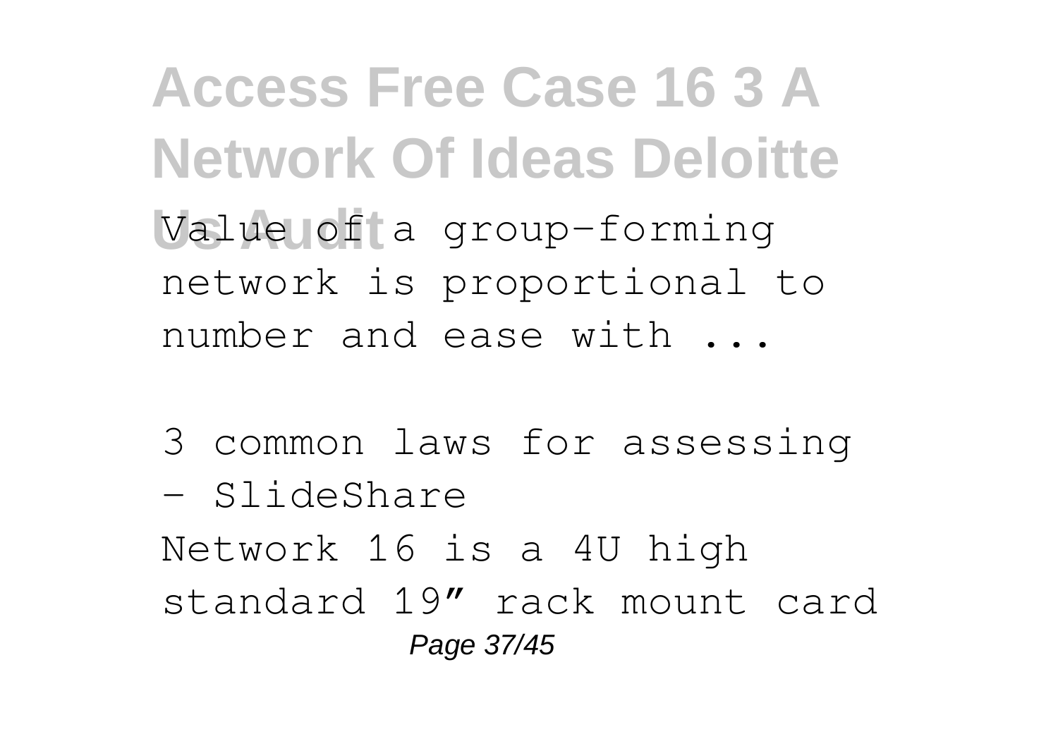Value of a group-forming network is proportional to number and ease with ...

3 common laws for assessing - SlideShare

Network 16 is a 4U high standard 19″ rack mount card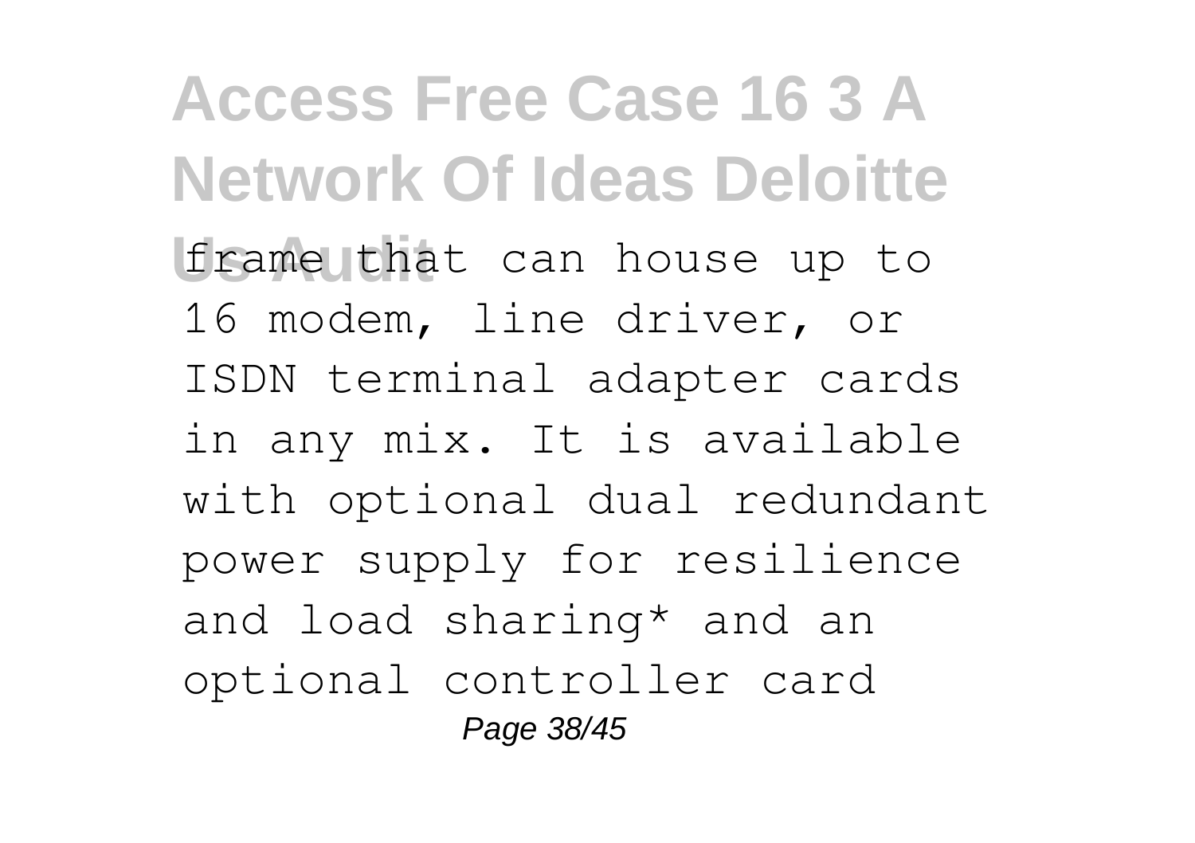frame that can house up to 16 modem, line driver, or ISDN terminal adapter cards in any mix. It is available with optional dual redundant power supply for resilience and load sharing* and an optional controller card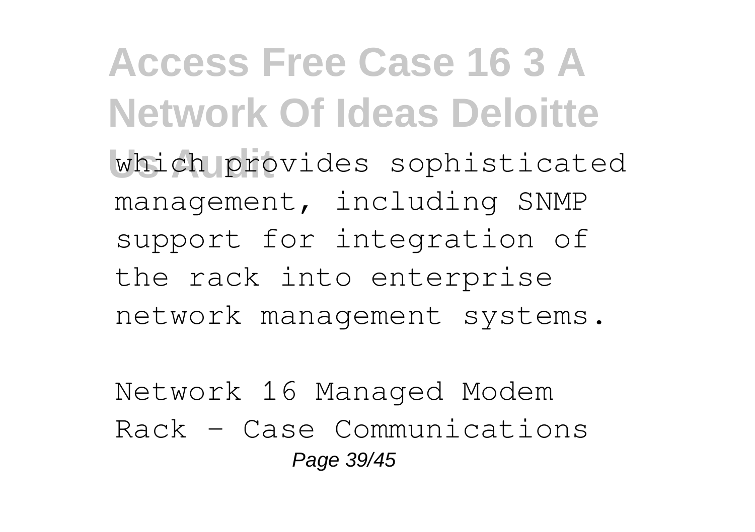which provides sophisticated management, including SNMP support for integration of the rack into enterprise network management systems.

Network 16 Managed Modem Rack - Case Communications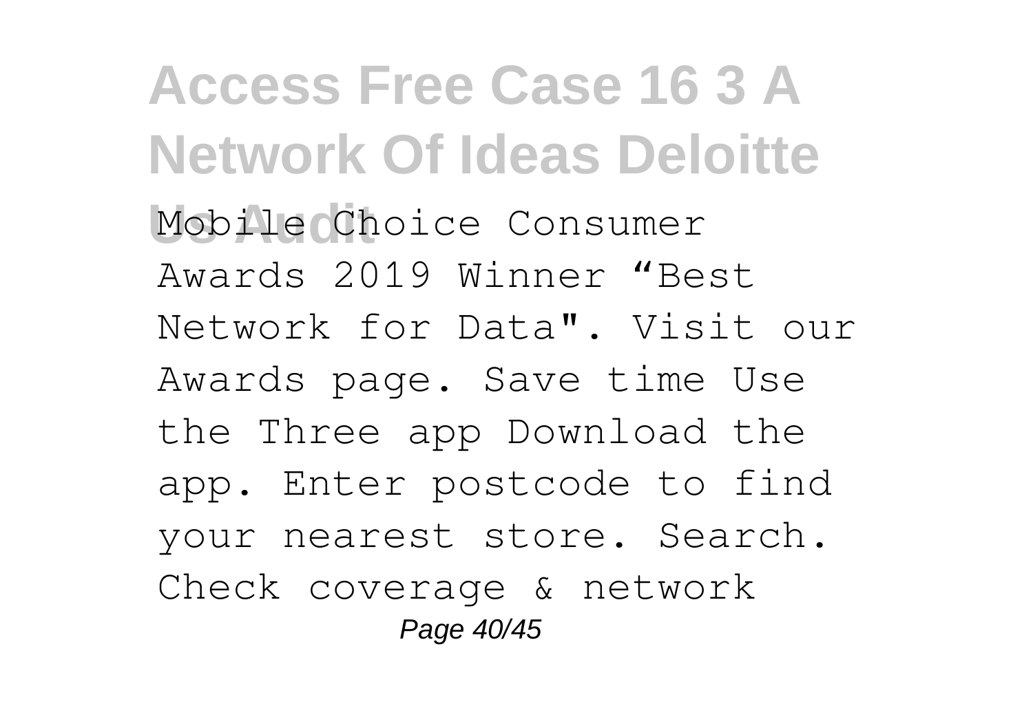Mobile Choice Consumer Awards 2019 Winner “Best Network for Data". Visit our Awards page. Save time Use the Three app Download the app. Enter postcode to find your nearest store. Search. Check coverage & network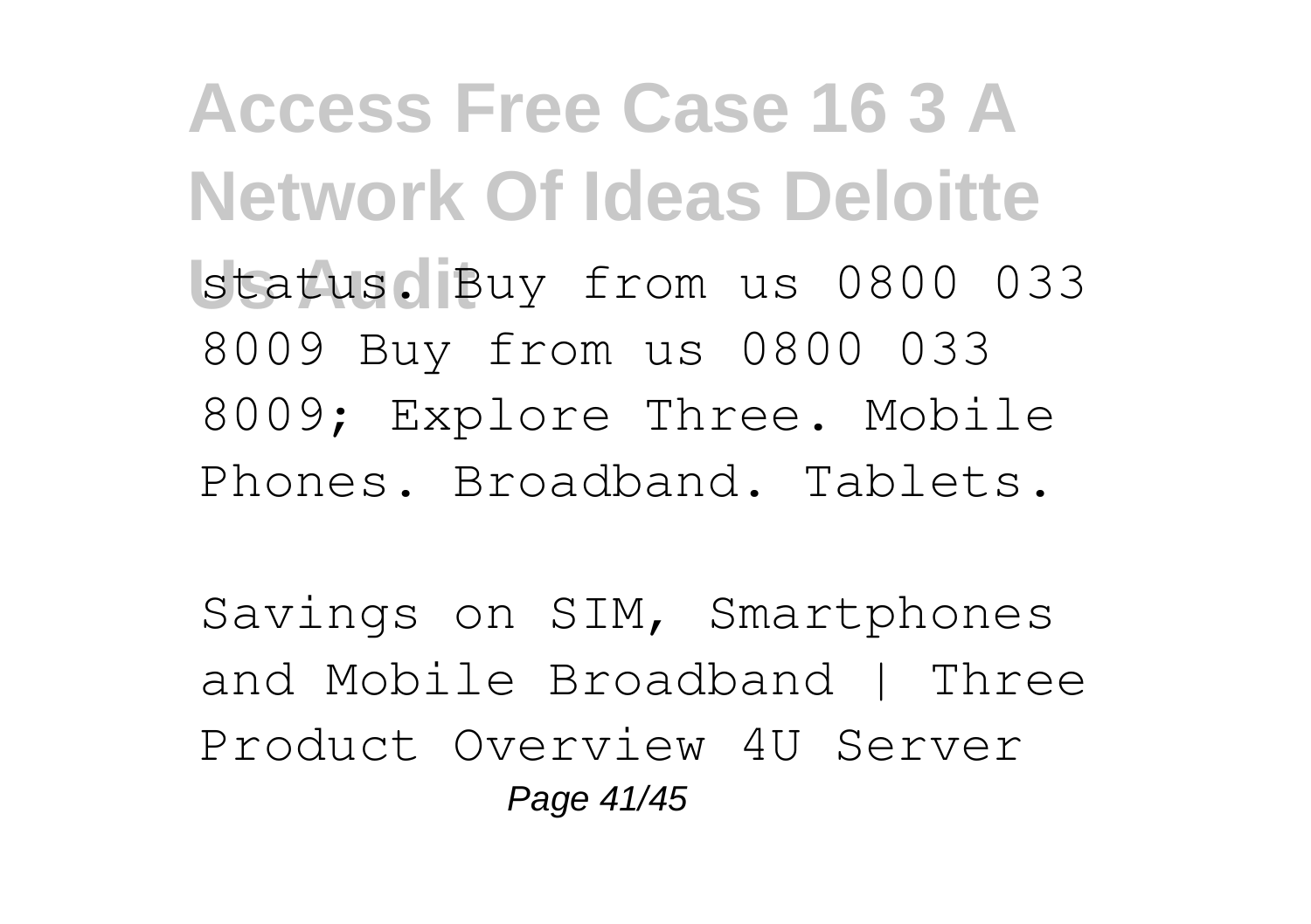status. Buy from us 0800 033 8009 Buy from us 0800 033 8009; Explore Three. Mobile Phones. Broadband. Tablets.

Savings on SIM, Smartphones and Mobile Broadband | Three Product Overview 4U Server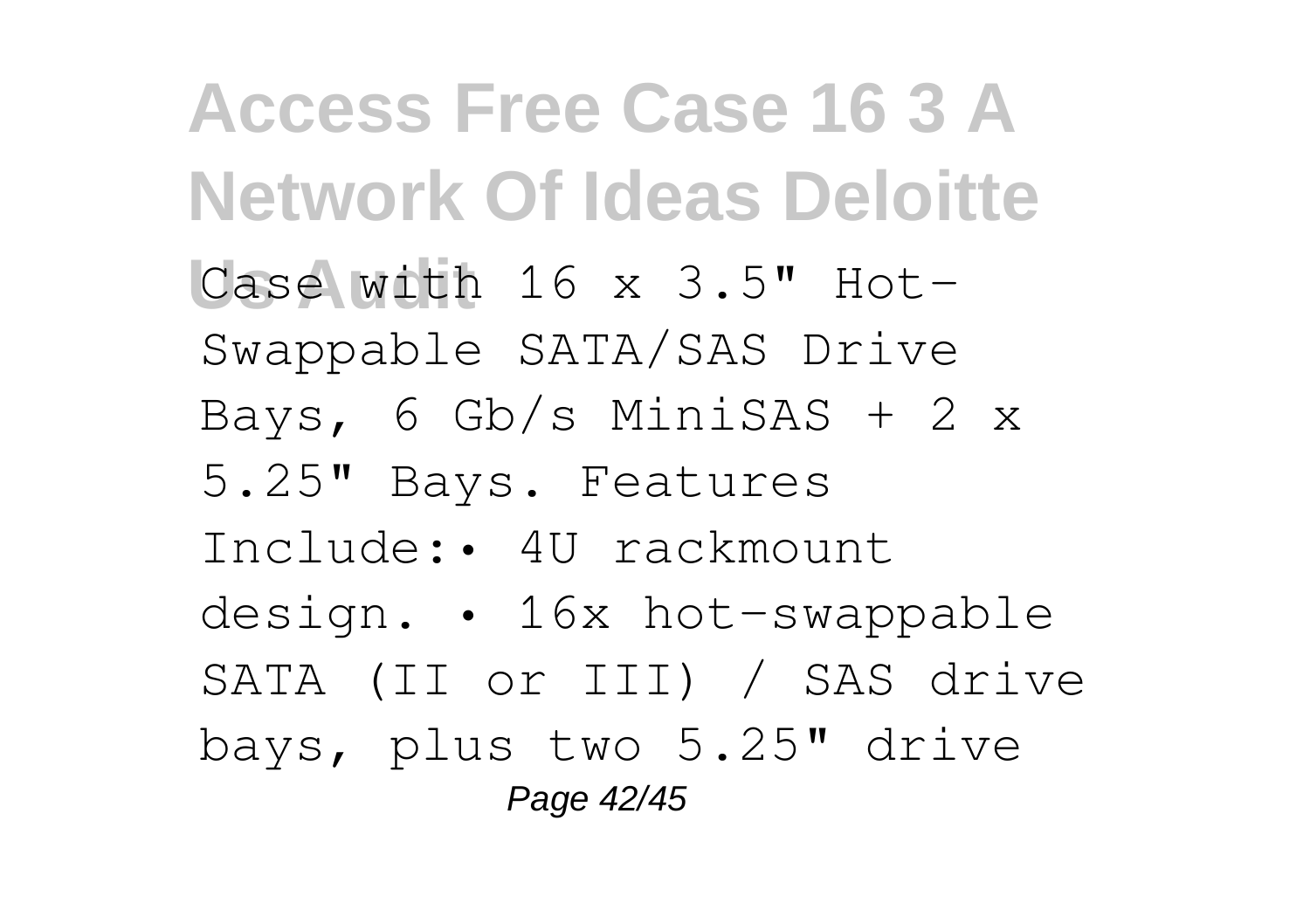Case with 16 x 3.5" Hot-Swappable SATA/SAS Drive Bays, 6 Gb/s MiniSAS + 2 x 5.25" Bays. Features Include:• 4U rackmount design. • 16x hot-swappable SATA (II or III) / SAS drive bays, plus two 5.25" drive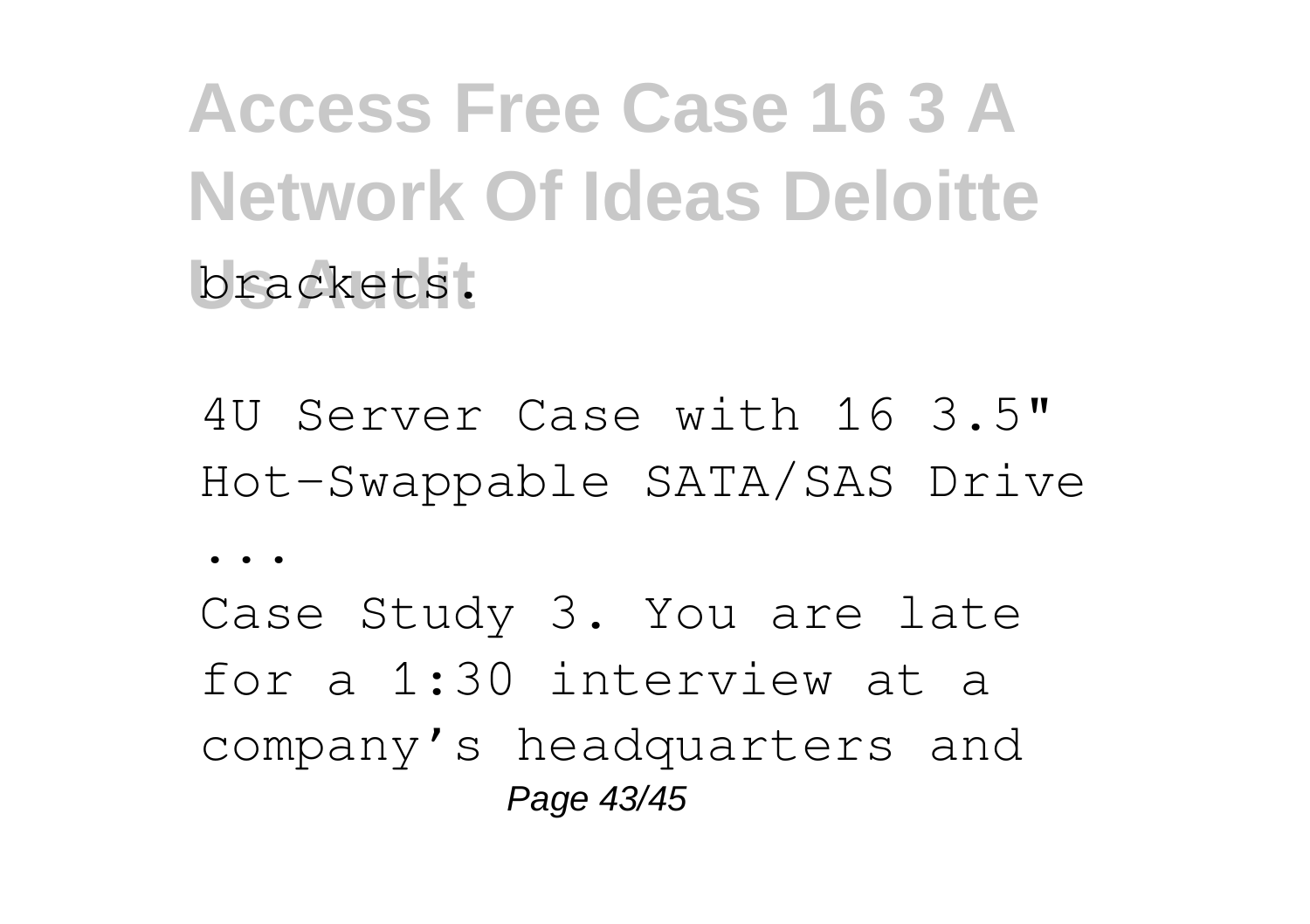brackets.

4U Server Case with 16 3.5" Hot-Swappable SATA/SAS Drive ...

Case Study 3. You are late for a 1:30 interview at a company's headquarters and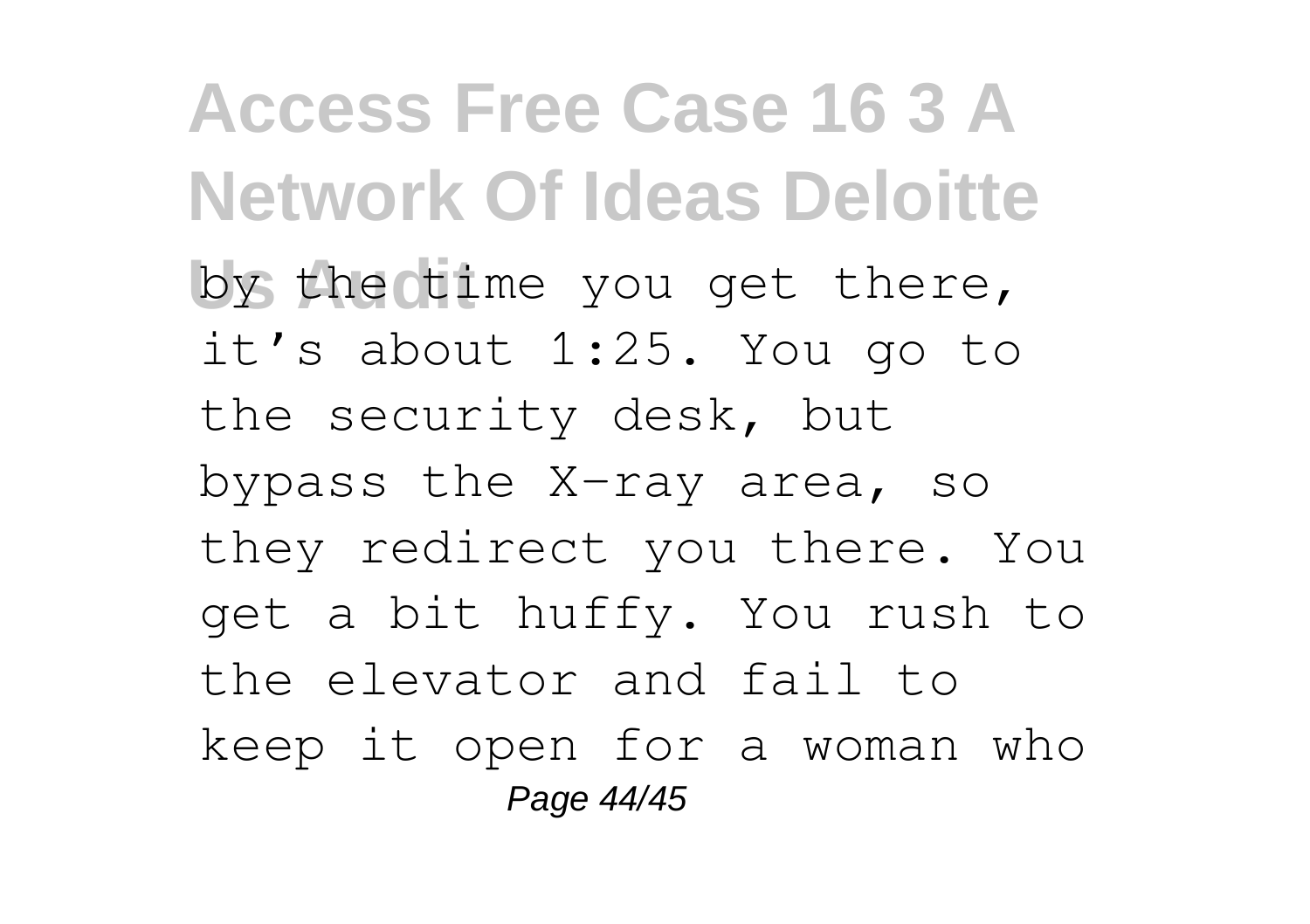by the time you get there, it's about 1:25. You go to the security desk, but bypass the X-ray area, so they redirect you there. You get a bit huffy. You rush to the elevator and fail to keep it open for a woman who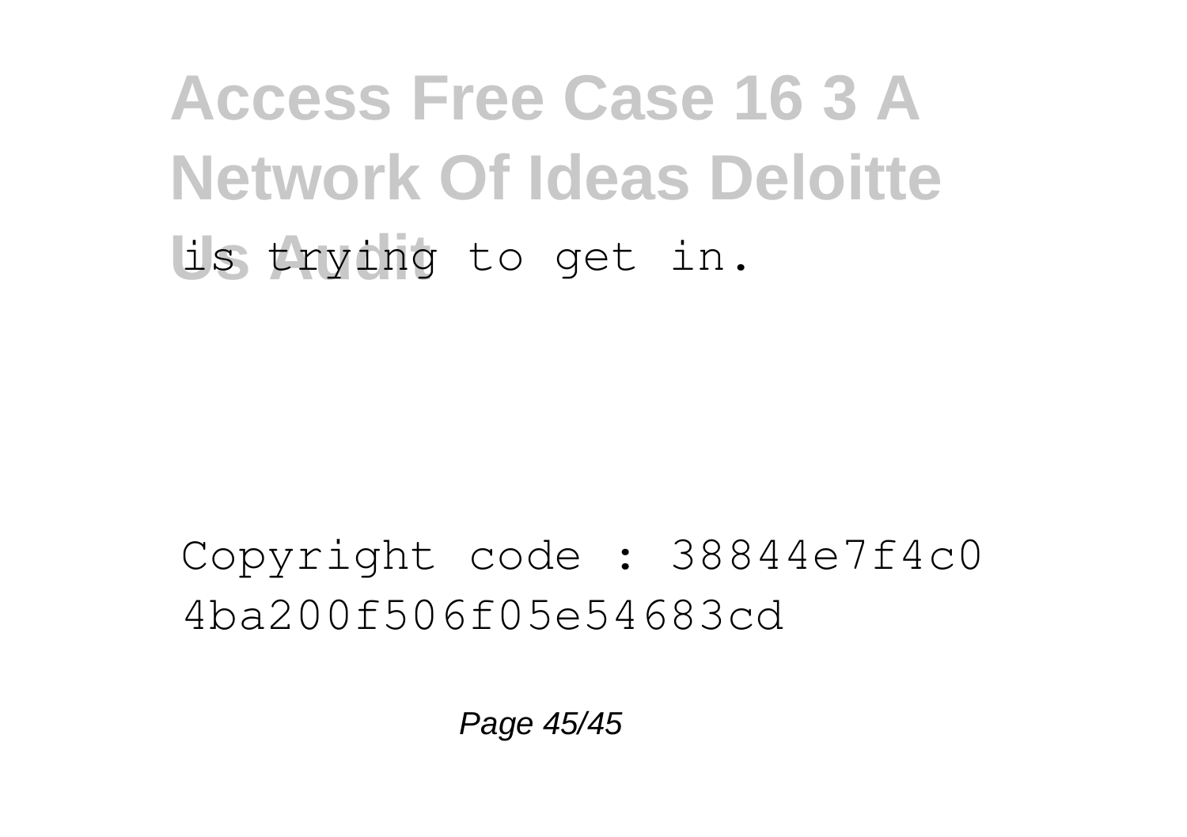is trying to get in.

Copyright code : 38844e7f4c04ba200f506f05e54683cd